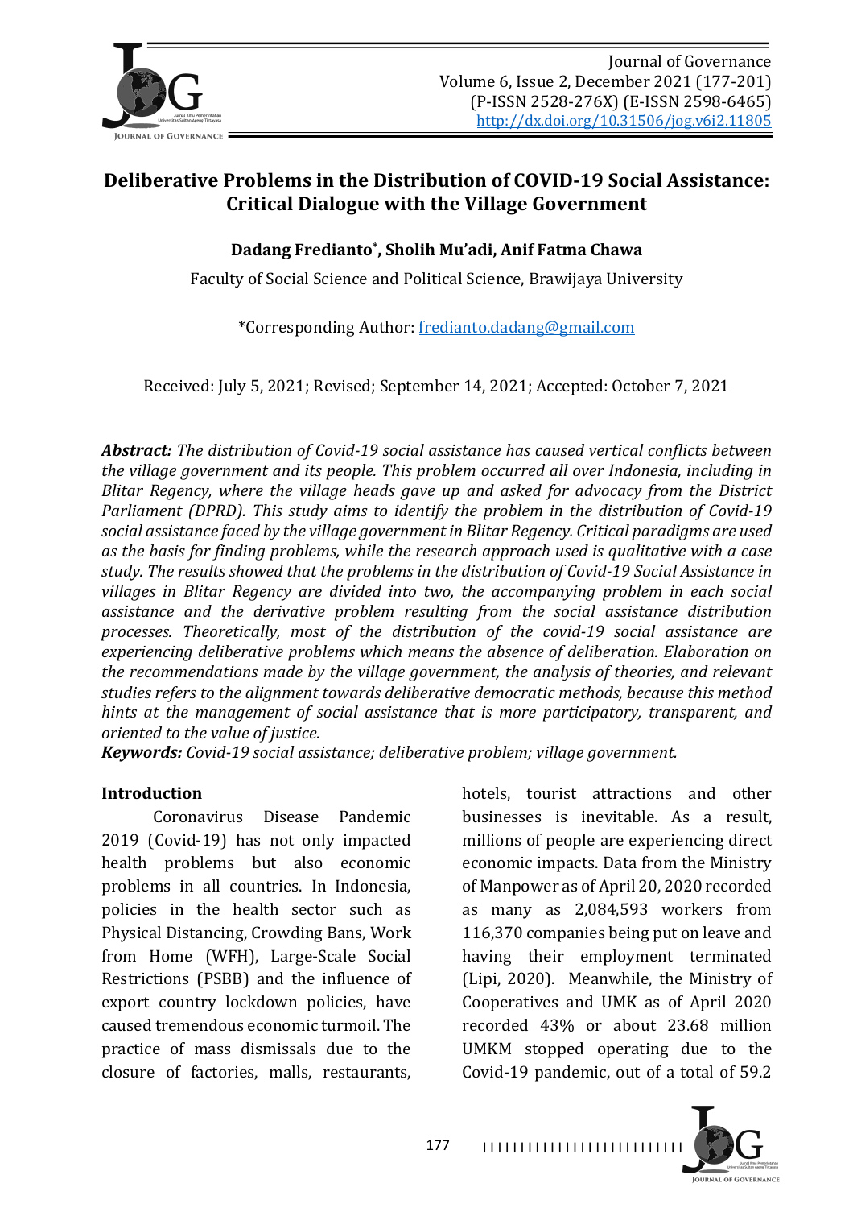# Deliberative Problems in the Distribution of COVID-19 Social Assistance: Critical Dialogue with the Village Government

**Dadang Fredianto*, Sholih Mu'adi, Anif Fatma Chawa**

Faculty of Social Science and Political Science, Brawijaya University

*Corresponding Author: fredianto.dadang@gmail.com

Received: July 5, 2021; Revised; September 14, 2021; Accepted: October 7, 2021

***Abstract:*** *The distribution of Covid-19 social assistance has caused vertical conflicts between the village government and its people. This problem occurred all over Indonesia, including in Blitar Regency, where the village heads gave up and asked for advocacy from the District Parliament (DPRD). This study aims to identify the problem in the distribution of Covid-19 social assistance faced by the village government in Blitar Regency. Critical paradigms are used as the basis for finding problems, while the research approach used is qualitative with a case study. The results showed that the problems in the distribution of Covid-19 Social Assistance in villages in Blitar Regency are divided into two, the accompanying problem in each social assistance and the derivative problem resulting from the social assistance distribution processes. Theoretically, most of the distribution of the covid-19 social assistance are experiencing deliberative problems which means the absence of deliberation. Elaboration on the recommendations made by the village government, the analysis of theories, and relevant studies refers to the alignment towards deliberative democratic methods, because this method hints at the management of social assistance that is more participatory, transparent, and oriented to the value of justice.*

***Keywords:*** *Covid-19 social assistance; deliberative problem; village government.*

## Introduction

Coronavirus Disease Pandemic 2019 (Covid-19) has not only impacted health problems but also economic problems in all countries. In Indonesia, policies in the health sector such as Physical Distancing, Crowding Bans, Work from Home (WFH), Large-Scale Social Restrictions (PSBB) and the influence of export country lockdown policies, have caused tremendous economic turmoil. The practice of mass dismissals due to the closure of factories, malls, restaurants, hotels, tourist attractions and other businesses is inevitable. As a result, millions of people are experiencing direct economic impacts. Data from the Ministry of Manpower as of April 20, 2020 recorded as many as 2,084,593 workers from 116,370 companies being put on leave and having their employment terminated (Lipi, 2020). Meanwhile, the Ministry of Cooperatives and UMK as of April 2020 recorded 43% or about 23.68 million UMKM stopped operating due to the Covid-19 pandemic, out of a total of 59.2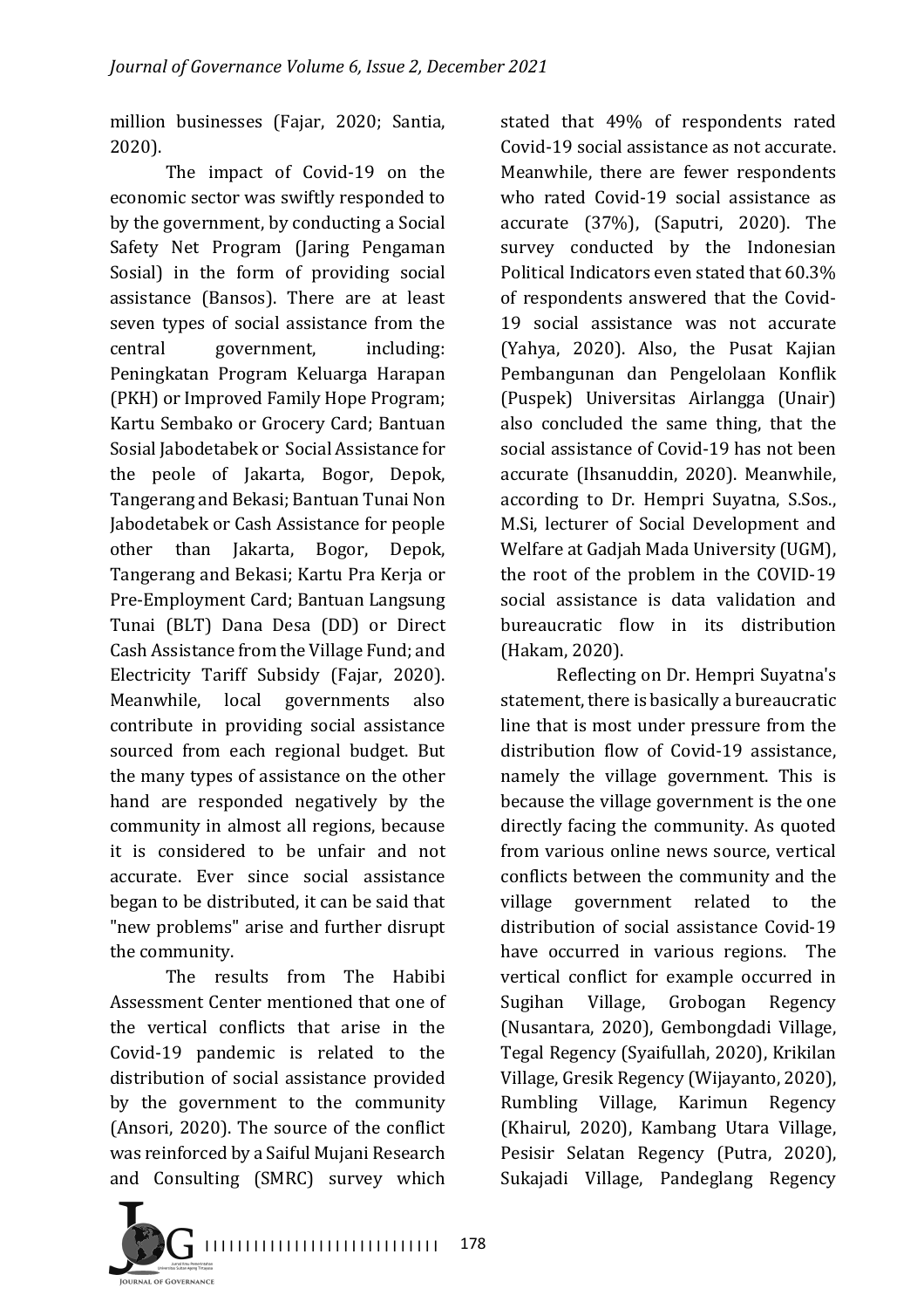million businesses (Fajar, 2020; Santia, 2020).

The impact of Covid-19 on the economic sector was swiftly responded to by the government, by conducting a Social Safety Net Program (Jaring Pengaman Sosial) in the form of providing social assistance (Bansos). There are at least seven types of social assistance from the central government, including: Peningkatan Program Keluarga Harapan (PKH) or Improved Family Hope Program; Kartu Sembako or Grocery Card; Bantuan Sosial Jabodetabek or Social Assistance for the peole of Jakarta, Bogor, Depok, Tangerang and Bekasi; Bantuan Tunai Non Jabodetabek or Cash Assistance for people other than Jakarta, Bogor, Depok, Tangerang and Bekasi; Kartu Pra Kerja or Pre-Employment Card; Bantuan Langsung Tunai (BLT) Dana Desa (DD) or Direct Cash Assistance from the Village Fund; and Electricity Tariff Subsidy (Fajar, 2020). Meanwhile, local governments also contribute in providing social assistance sourced from each regional budget. But the many types of assistance on the other hand are responded negatively by the community in almost all regions, because it is considered to be unfair and not accurate. Ever since social assistance began to be distributed, it can be said that "new problems" arise and further disrupt the community.

The results from The Habibi Assessment Center mentioned that one of the vertical conflicts that arise in the Covid-19 pandemic is related to the distribution of social assistance provided by the government to the community (Ansori, 2020). The source of the conflict was reinforced by a Saiful Mujani Research and Consulting (SMRC) survey which stated that 49% of respondents rated Covid-19 social assistance as not accurate. Meanwhile, there are fewer respondents who rated Covid-19 social assistance as accurate (37%), (Saputri, 2020). The survey conducted by the Indonesian Political Indicators even stated that 60.3% of respondents answered that the Covid-19 social assistance was not accurate (Yahya, 2020). Also, the Pusat Kajian Pembangunan dan Pengelolaan Konflik (Puspek) Universitas Airlangga (Unair) also concluded the same thing, that the social assistance of Covid-19 has not been accurate (Ihsanuddin, 2020). Meanwhile, according to Dr. Hempri Suyatna, S.Sos., M.Si, lecturer of Social Development and Welfare at Gadjah Mada University (UGM), the root of the problem in the COVID-19 social assistance is data validation and bureaucratic flow in its distribution (Hakam, 2020).

Reflecting on Dr. Hempri Suyatna's statement, there is basically a bureaucratic line that is most under pressure from the distribution flow of Covid-19 assistance, namely the village government. This is because the village government is the one directly facing the community. As quoted from various online news source, vertical conflicts between the community and the village government related to the distribution of social assistance Covid-19 have occurred in various regions. The vertical conflict for example occurred in Sugihan Village, Grobogan Regency (Nusantara, 2020), Gembongdadi Village, Tegal Regency (Syaifullah, 2020), Krikilan Village, Gresik Regency (Wijayanto, 2020), Rumbling Village, Karimun Regency (Khairul, 2020), Kambang Utara Village, Pesisir Selatan Regency (Putra, 2020), Sukajadi Village, Pandeglang Regency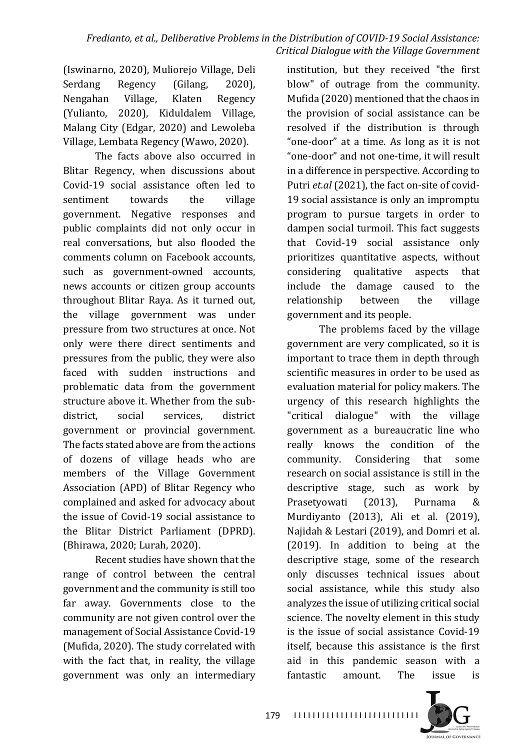(Iswinarno, 2020), Muliorejo Village, Deli Serdang Regency (Gilang, 2020), Nengahan Village, Klaten Regency (Yulianto, 2020), Kiduldalem Village, Malang City (Edgar, 2020) and Lewoleba Village, Lembata Regency (Wawo, 2020).

The facts above also occurred in Blitar Regency, when discussions about Covid-19 social assistance often led to sentiment towards the village government. Negative responses and public complaints did not only occur in real conversations, but also flooded the comments column on Facebook accounts, such as government-owned accounts, news accounts or citizen group accounts throughout Blitar Raya. As it turned out, the village government was under pressure from two structures at once. Not only were there direct sentiments and pressures from the public, they were also faced with sudden instructions and problematic data from the government structure above it. Whether from the sub-district, social services, district government or provincial government. The facts stated above are from the actions of dozens of village heads who are members of the Village Government Association (APD) of Blitar Regency who complained and asked for advocacy about the issue of Covid-19 social assistance to the Blitar District Parliament (DPRD). (Bhirawa, 2020; Lurah, 2020).

Recent studies have shown that the range of control between the central government and the community is still too far away. Governments close to the community are not given control over the management of Social Assistance Covid-19 (Mufida, 2020). The study correlated with with the fact that, in reality, the village government was only an intermediary institution, but they received "the first blow" of outrage from the community. Mufida (2020) mentioned that the chaos in the provision of social assistance can be resolved if the distribution is through "one-door" at a time. As long as it is not "one-door" and not one-time, it will result in a difference in perspective. According to Putri *et.al* (2021), the fact on-site of covid-19 social assistance is only an impromptu program to pursue targets in order to dampen social turmoil. This fact suggests that Covid-19 social assistance only prioritizes quantitative aspects, without considering qualitative aspects that include the damage caused to the relationship between the village government and its people.

The problems faced by the village government are very complicated, so it is important to trace them in depth through scientific measures in order to be used as evaluation material for policy makers. The urgency of this research highlights the "critical dialogue" with the village government as a bureaucratic line who really knows the condition of the community. Considering that some research on social assistance is still in the descriptive stage, such as work by Prasetyowati (2013), Purnama & Murdiyanto (2013), Ali et al. (2019), Najidah & Lestari (2019), and Domri et al. (2019). In addition to being at the descriptive stage, some of the research only discusses technical issues about social assistance, while this study also analyzes the issue of utilizing critical social science. The novelty element in this study is the issue of social assistance Covid-19 itself, because this assistance is the first aid in this pandemic season with a fantastic amount. The issue is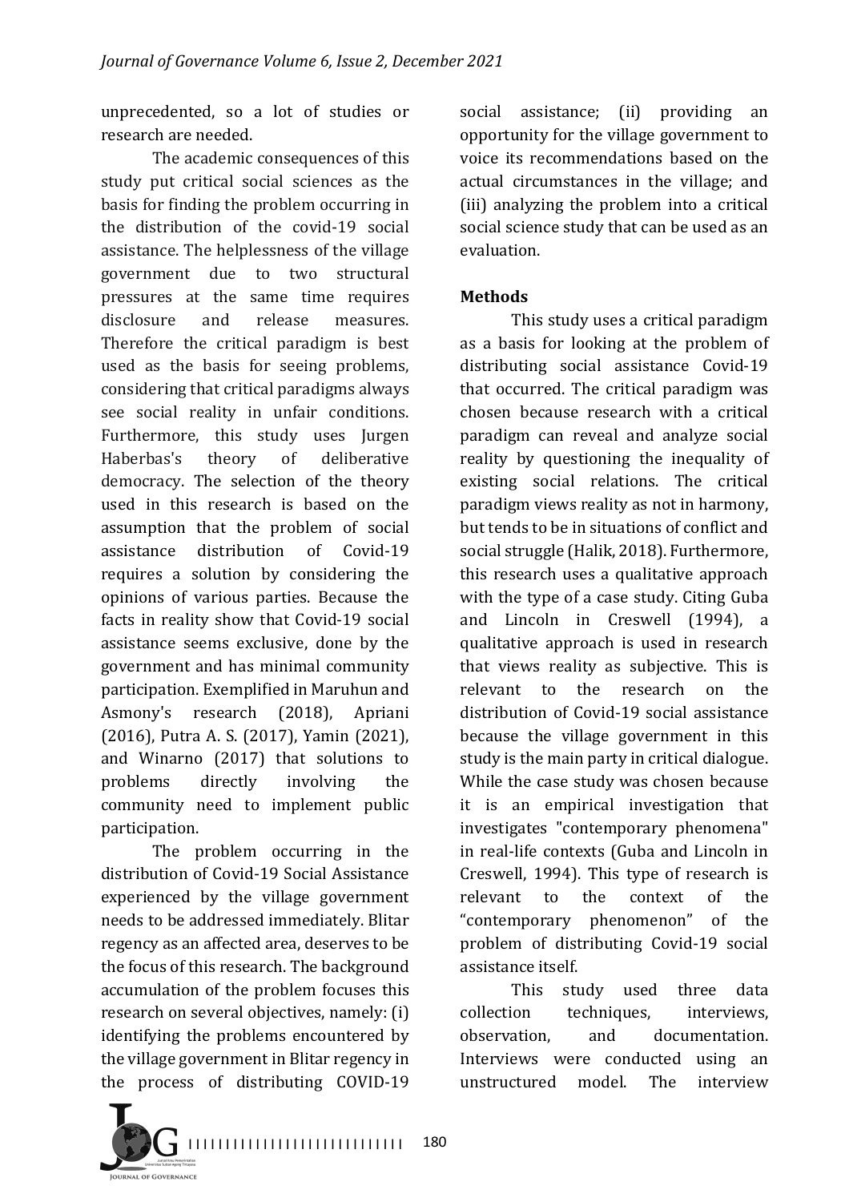unprecedented, so a lot of studies or research are needed.

The academic consequences of this study put critical social sciences as the basis for finding the problem occurring in the distribution of the covid-19 social assistance. The helplessness of the village government due to two structural pressures at the same time requires disclosure and release measures. Therefore the critical paradigm is best used as the basis for seeing problems, considering that critical paradigms always see social reality in unfair conditions. Furthermore, this study uses Jurgen Haberbas's theory of deliberative democracy. The selection of the theory used in this research is based on the assumption that the problem of social assistance distribution of Covid-19 requires a solution by considering the opinions of various parties. Because the facts in reality show that Covid-19 social assistance seems exclusive, done by the government and has minimal community participation. Exemplified in Maruhun and Asmony's research (2018), Apriani (2016), Putra A. S. (2017), Yamin (2021), and Winarno (2017) that solutions to problems directly involving the community need to implement public participation.

The problem occurring in the distribution of Covid-19 Social Assistance experienced by the village government needs to be addressed immediately. Blitar regency as an affected area, deserves to be the focus of this research. The background accumulation of the problem focuses this research on several objectives, namely: (i) identifying the problems encountered by the village government in Blitar regency in the process of distributing COVID-19 social assistance; (ii) providing an opportunity for the village government to voice its recommendations based on the actual circumstances in the village; and (iii) analyzing the problem into a critical social science study that can be used as an evaluation.

## Methods

This study uses a critical paradigm as a basis for looking at the problem of distributing social assistance Covid-19 that occurred. The critical paradigm was chosen because research with a critical paradigm can reveal and analyze social reality by questioning the inequality of existing social relations. The critical paradigm views reality as not in harmony, but tends to be in situations of conflict and social struggle (Halik, 2018). Furthermore, this research uses a qualitative approach with the type of a case study. Citing Guba and Lincoln in Creswell (1994), a qualitative approach is used in research that views reality as subjective. This is relevant to the research on the distribution of Covid-19 social assistance because the village government in this study is the main party in critical dialogue. While the case study was chosen because it is an empirical investigation that investigates "contemporary phenomena" in real-life contexts (Guba and Lincoln in Creswell, 1994). This type of research is relevant to the context of the "contemporary phenomenon" of the problem of distributing Covid-19 social assistance itself.

This study used three data collection techniques, interviews, observation, and documentation. Interviews were conducted using an unstructured model. The interview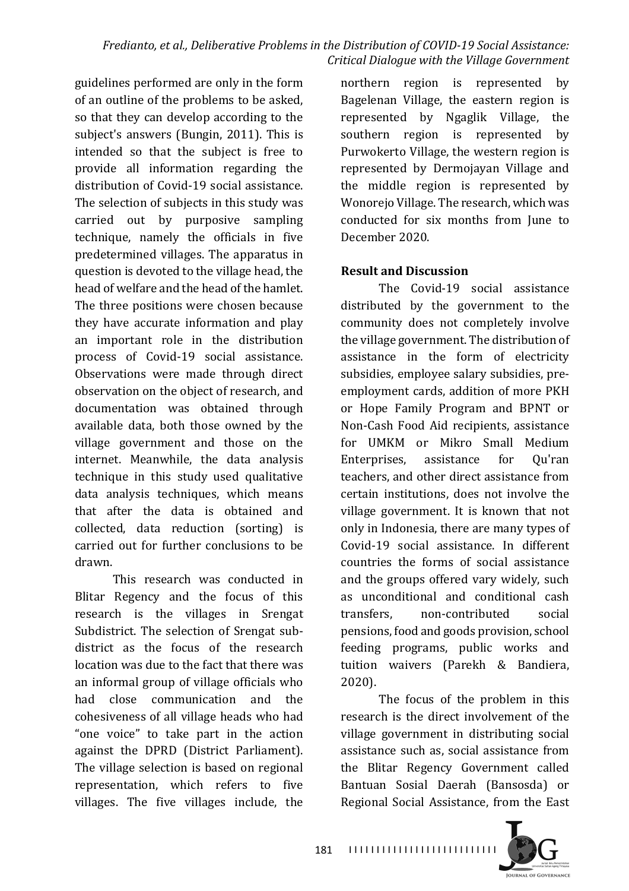guidelines performed are only in the form of an outline of the problems to be asked, so that they can develop according to the subject's answers (Bungin, 2011). This is intended so that the subject is free to provide all information regarding the distribution of Covid-19 social assistance. The selection of subjects in this study was carried out by purposive sampling technique, namely the officials in five predetermined villages. The apparatus in question is devoted to the village head, the head of welfare and the head of the hamlet. The three positions were chosen because they have accurate information and play an important role in the distribution process of Covid-19 social assistance. Observations were made through direct observation on the object of research, and documentation was obtained through available data, both those owned by the village government and those on the internet. Meanwhile, the data analysis technique in this study used qualitative data analysis techniques, which means that after the data is obtained and collected, data reduction (sorting) is carried out for further conclusions to be drawn.

This research was conducted in Blitar Regency and the focus of this research is the villages in Srengat Subdistrict. The selection of Srengat sub-district as the focus of the research location was due to the fact that there was an informal group of village officials who had close communication and the cohesiveness of all village heads who had "one voice" to take part in the action against the DPRD (District Parliament). The village selection is based on regional representation, which refers to five villages. The five villages include, the northern region is represented by Bagelenan Village, the eastern region is represented by Ngaglik Village, the southern region is represented by Purwokerto Village, the western region is represented by Dermojayan Village and the middle region is represented by Wonorejo Village. The research, which was conducted for six months from June to December 2020.

## Result and Discussion

The Covid-19 social assistance distributed by the government to the community does not completely involve the village government. The distribution of assistance in the form of electricity subsidies, employee salary subsidies, pre-employment cards, addition of more PKH or Hope Family Program and BPNT or Non-Cash Food Aid recipients, assistance for UMKM or Mikro Small Medium Enterprises, assistance for Qu'ran teachers, and other direct assistance from certain institutions, does not involve the village government. It is known that not only in Indonesia, there are many types of Covid-19 social assistance. In different countries the forms of social assistance and the groups offered vary widely, such as unconditional and conditional cash transfers, non-contributed social pensions, food and goods provision, school feeding programs, public works and tuition waivers (Parekh & Bandiera, 2020).

The focus of the problem in this research is the direct involvement of the village government in distributing social assistance such as, social assistance from the Blitar Regency Government called Bantuan Sosial Daerah (Bansosda) or Regional Social Assistance, from the East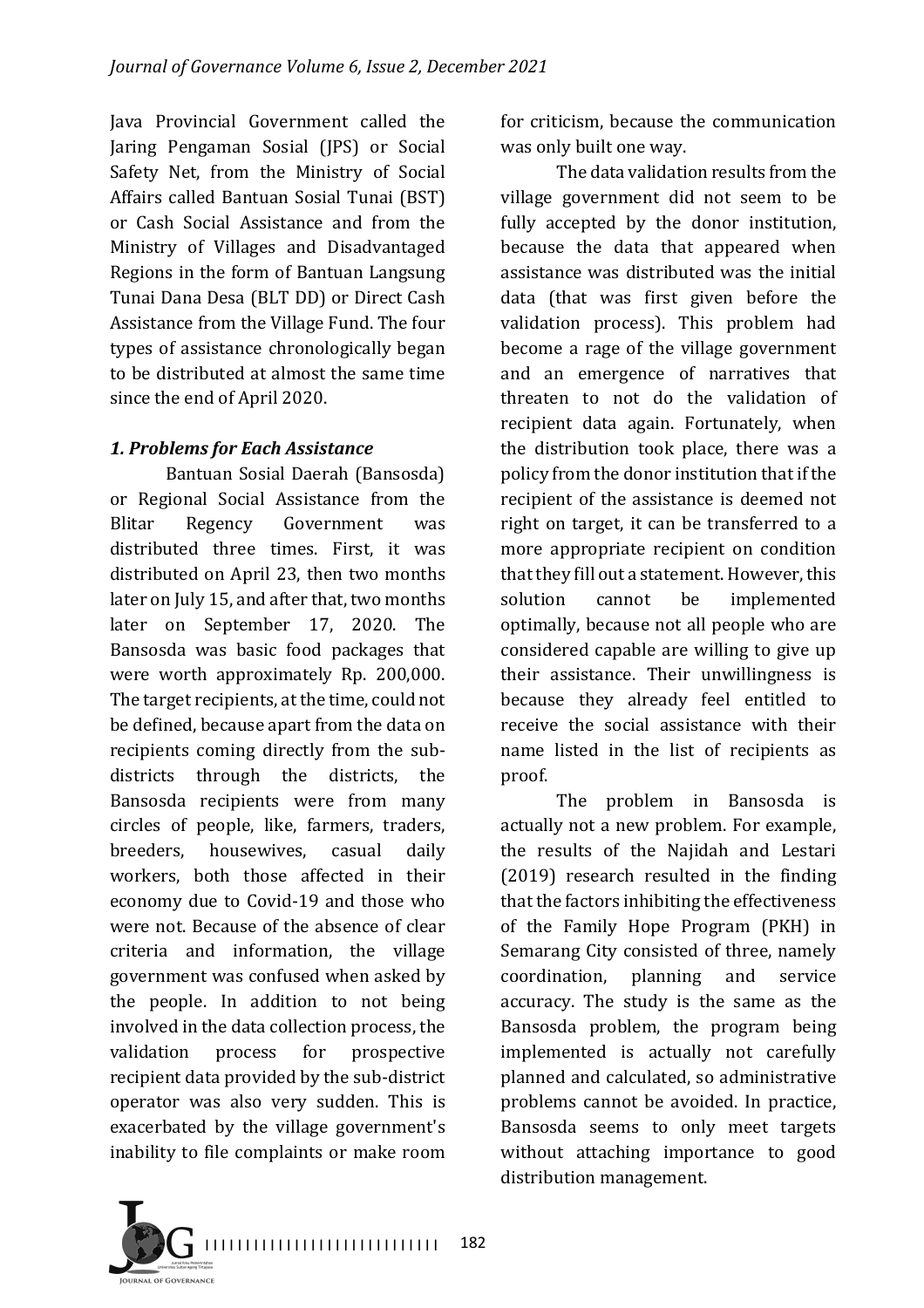Java Provincial Government called the Jaring Pengaman Sosial (JPS) or Social Safety Net, from the Ministry of Social Affairs called Bantuan Sosial Tunai (BST) or Cash Social Assistance and from the Ministry of Villages and Disadvantaged Regions in the form of Bantuan Langsung Tunai Dana Desa (BLT DD) or Direct Cash Assistance from the Village Fund. The four types of assistance chronologically began to be distributed at almost the same time since the end of April 2020.

### *1. Problems for Each Assistance*

Bantuan Sosial Daerah (Bansosda) or Regional Social Assistance from the Blitar Regency Government was distributed three times. First, it was distributed on April 23, then two months later on July 15, and after that, two months later on September 17, 2020. The Bansosda was basic food packages that were worth approximately Rp. 200,000. The target recipients, at the time, could not be defined, because apart from the data on recipients coming directly from the sub-districts through the districts, the Bansosda recipients were from many circles of people, like, farmers, traders, breeders, housewives, casual daily workers, both those affected in their economy due to Covid-19 and those who were not. Because of the absence of clear criteria and information, the village government was confused when asked by the people. In addition to not being involved in the data collection process, the validation process for prospective recipient data provided by the sub-district operator was also very sudden. This is exacerbated by the village government's inability to file complaints or make room for criticism, because the communication was only built one way.

The data validation results from the village government did not seem to be fully accepted by the donor institution, because the data that appeared when assistance was distributed was the initial data (that was first given before the validation process). This problem had become a rage of the village government and an emergence of narratives that threaten to not do the validation of recipient data again. Fortunately, when the distribution took place, there was a policy from the donor institution that if the recipient of the assistance is deemed not right on target, it can be transferred to a more appropriate recipient on condition that they fill out a statement. However, this solution cannot be implemented optimally, because not all people who are considered capable are willing to give up their assistance. Their unwillingness is because they already feel entitled to receive the social assistance with their name listed in the list of recipients as proof.

The problem in Bansosda is actually not a new problem. For example, the results of the Najidah and Lestari (2019) research resulted in the finding that the factors inhibiting the effectiveness of the Family Hope Program (PKH) in Semarang City consisted of three, namely coordination, planning and service accuracy. The study is the same as the Bansosda problem, the program being implemented is actually not carefully planned and calculated, so administrative problems cannot be avoided. In practice, Bansosda seems to only meet targets without attaching importance to good distribution management.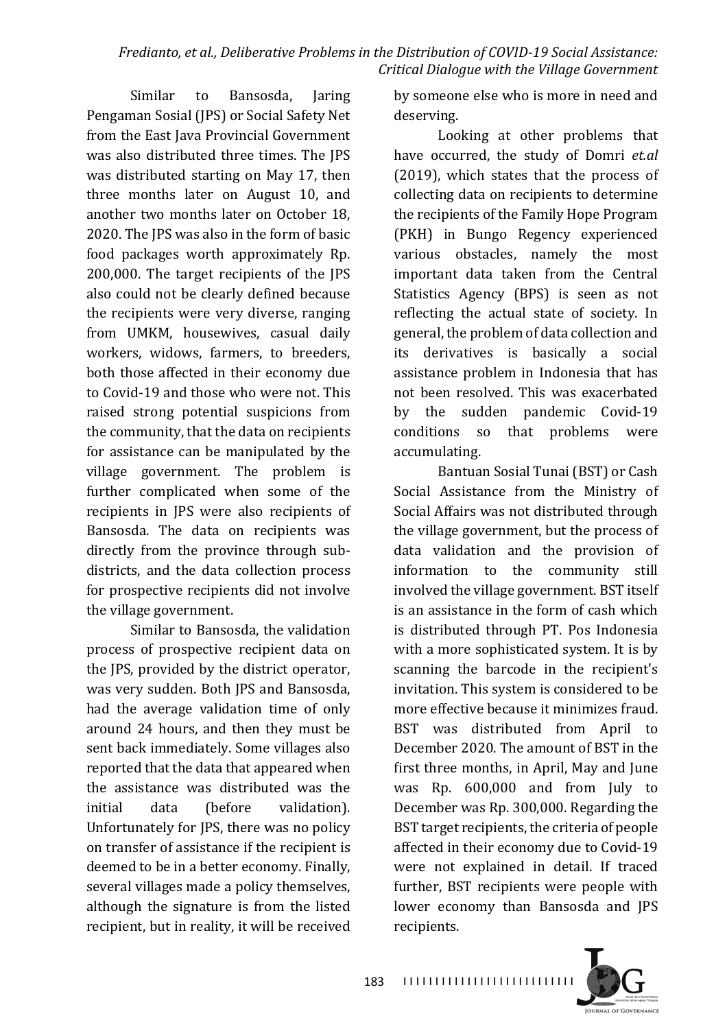Similar to Bansosda, Jaring Pengaman Sosial (JPS) or Social Safety Net from the East Java Provincial Government was also distributed three times. The JPS was distributed starting on May 17, then three months later on August 10, and another two months later on October 18, 2020. The JPS was also in the form of basic food packages worth approximately Rp. 200,000. The target recipients of the JPS also could not be clearly defined because the recipients were very diverse, ranging from UMKM, housewives, casual daily workers, widows, farmers, to breeders, both those affected in their economy due to Covid-19 and those who were not. This raised strong potential suspicions from the community, that the data on recipients for assistance can be manipulated by the village government. The problem is further complicated when some of the recipients in JPS were also recipients of Bansosda. The data on recipients was directly from the province through sub-districts, and the data collection process for prospective recipients did not involve the village government.

Similar to Bansosda, the validation process of prospective recipient data on the JPS, provided by the district operator, was very sudden. Both JPS and Bansosda, had the average validation time of only around 24 hours, and then they must be sent back immediately. Some villages also reported that the data that appeared when the assistance was distributed was the initial data (before validation). Unfortunately for JPS, there was no policy on transfer of assistance if the recipient is deemed to be in a better economy. Finally, several villages made a policy themselves, although the signature is from the listed recipient, but in reality, it will be received by someone else who is more in need and deserving.

Looking at other problems that have occurred, the study of Domri *et.al* (2019), which states that the process of collecting data on recipients to determine the recipients of the Family Hope Program (PKH) in Bungo Regency experienced various obstacles, namely the most important data taken from the Central Statistics Agency (BPS) is seen as not reflecting the actual state of society. In general, the problem of data collection and its derivatives is basically a social assistance problem in Indonesia that has not been resolved. This was exacerbated by the sudden pandemic Covid-19 conditions so that problems were accumulating.

Bantuan Sosial Tunai (BST) or Cash Social Assistance from the Ministry of Social Affairs was not distributed through the village government, but the process of data validation and the provision of information to the community still involved the village government. BST itself is an assistance in the form of cash which is distributed through PT. Pos Indonesia with a more sophisticated system. It is by scanning the barcode in the recipient's invitation. This system is considered to be more effective because it minimizes fraud. BST was distributed from April to December 2020. The amount of BST in the first three months, in April, May and June was Rp. 600,000 and from July to December was Rp. 300,000. Regarding the BST target recipients, the criteria of people affected in their economy due to Covid-19 were not explained in detail. If traced further, BST recipients were people with lower economy than Bansosda and JPS recipients.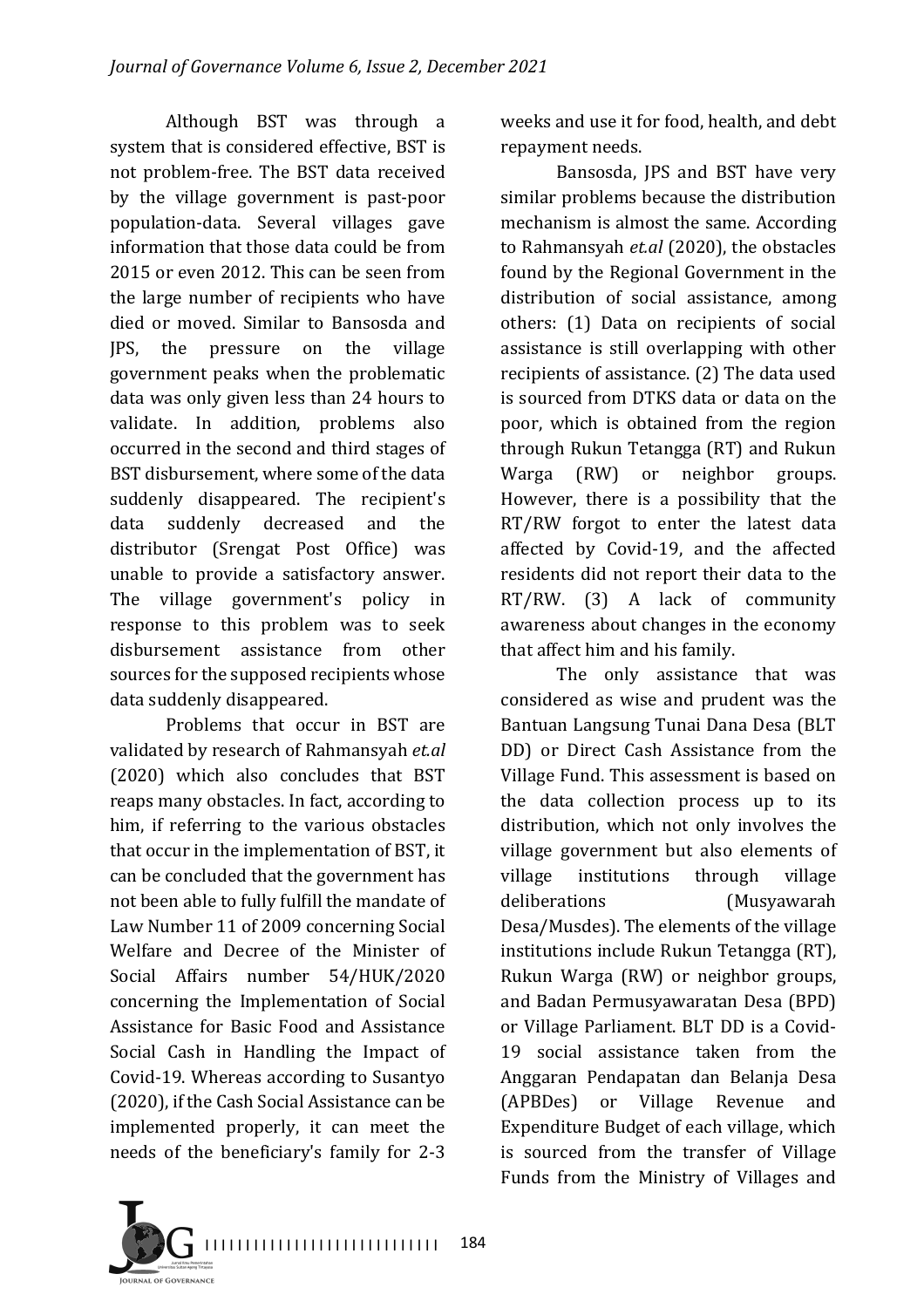Although BST was through a system that is considered effective, BST is not problem-free. The BST data received by the village government is past-poor population-data. Several villages gave information that those data could be from 2015 or even 2012. This can be seen from the large number of recipients who have died or moved. Similar to Bansosda and JPS, the pressure on the village government peaks when the problematic data was only given less than 24 hours to validate. In addition, problems also occurred in the second and third stages of BST disbursement, where some of the data suddenly disappeared. The recipient's data suddenly decreased and the distributor (Srengat Post Office) was unable to provide a satisfactory answer. The village government's policy in response to this problem was to seek disbursement assistance from other sources for the supposed recipients whose data suddenly disappeared.

Problems that occur in BST are validated by research of Rahmansyah *et.al* (2020) which also concludes that BST reaps many obstacles. In fact, according to him, if referring to the various obstacles that occur in the implementation of BST, it can be concluded that the government has not been able to fully fulfill the mandate of Law Number 11 of 2009 concerning Social Welfare and Decree of the Minister of Social Affairs number 54/HUK/2020 concerning the Implementation of Social Assistance for Basic Food and Assistance Social Cash in Handling the Impact of Covid-19. Whereas according to Susantyo (2020), if the Cash Social Assistance can be implemented properly, it can meet the needs of the beneficiary's family for 2-3 weeks and use it for food, health, and debt repayment needs.

Bansosda, JPS and BST have very similar problems because the distribution mechanism is almost the same. According to Rahmansyah *et.al* (2020), the obstacles found by the Regional Government in the distribution of social assistance, among others: (1) Data on recipients of social assistance is still overlapping with other recipients of assistance. (2) The data used is sourced from DTKS data or data on the poor, which is obtained from the region through Rukun Tetangga (RT) and Rukun Warga (RW) or neighbor groups. However, there is a possibility that the RT/RW forgot to enter the latest data affected by Covid-19, and the affected residents did not report their data to the RT/RW. (3) A lack of community awareness about changes in the economy that affect him and his family.

The only assistance that was considered as wise and prudent was the Bantuan Langsung Tunai Dana Desa (BLT DD) or Direct Cash Assistance from the Village Fund. This assessment is based on the data collection process up to its distribution, which not only involves the village government but also elements of village institutions through village deliberations (Musyawarah Desa/Musdes). The elements of the village institutions include Rukun Tetangga (RT), Rukun Warga (RW) or neighbor groups, and Badan Permusyawaratan Desa (BPD) or Village Parliament. BLT DD is a Covid-19 social assistance taken from the Anggaran Pendapatan dan Belanja Desa (APBDes) or Village Revenue and Expenditure Budget of each village, which is sourced from the transfer of Village Funds from the Ministry of Villages and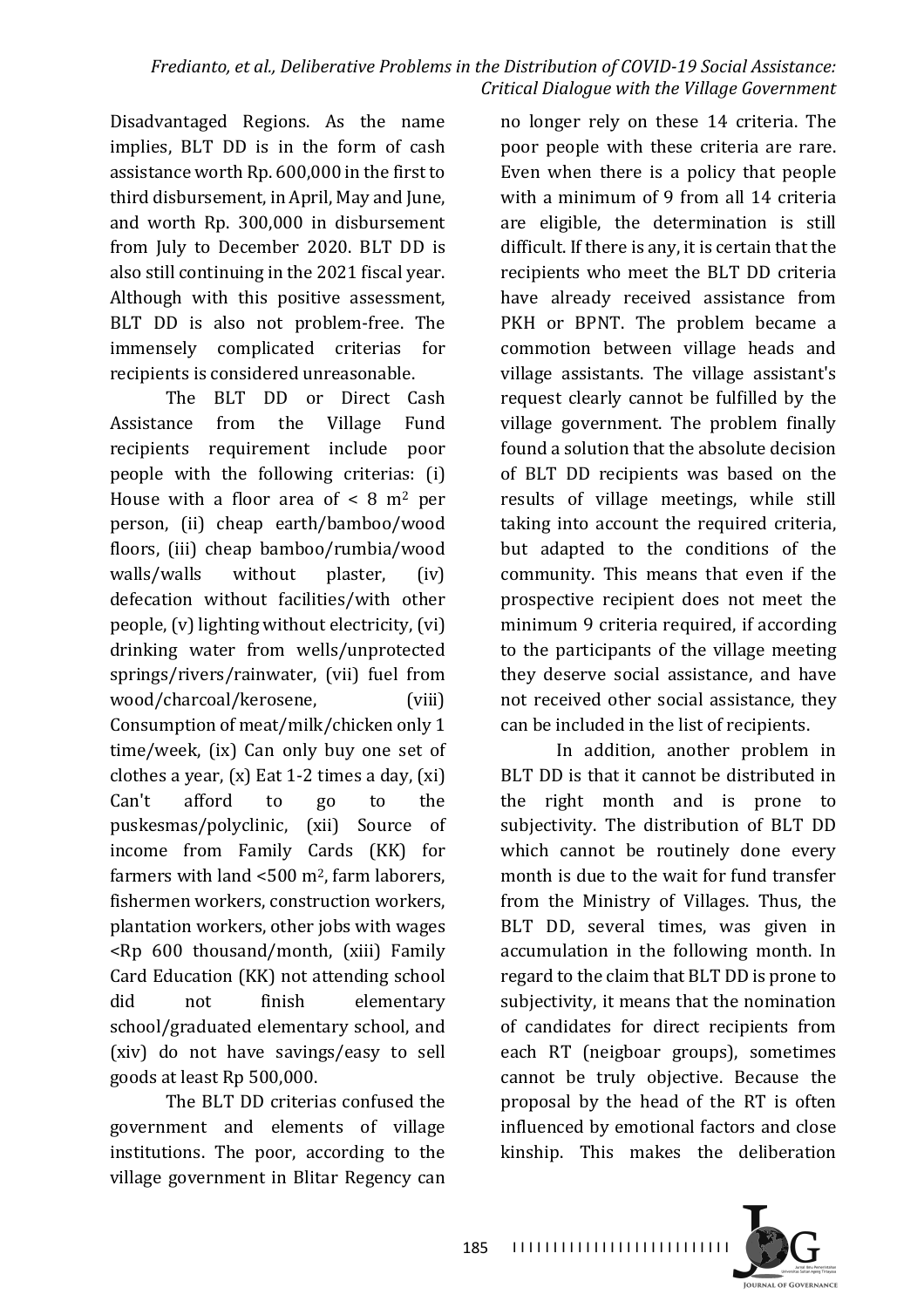Disadvantaged Regions. As the name implies, BLT DD is in the form of cash assistance worth Rp. 600,000 in the first to third disbursement, in April, May and June, and worth Rp. 300,000 in disbursement from July to December 2020. BLT DD is also still continuing in the 2021 fiscal year. Although with this positive assessment, BLT DD is also not problem-free. The immensely complicated criterias for recipients is considered unreasonable.

The BLT DD or Direct Cash Assistance from the Village Fund recipients requirement include poor people with the following criterias: (i) House with a floor area of < 8 $m^2$ per person, (ii) cheap earth/bamboo/wood floors, (iii) cheap bamboo/rumbia/wood walls/walls without plaster, (iv) defecation without facilities/with other people, (v) lighting without electricity, (vi) drinking water from wells/unprotected springs/rivers/rainwater, (vii) fuel from wood/charcoal/kerosene, (viii) Consumption of meat/milk/chicken only 1 time/week, (ix) Can only buy one set of clothes a year, (x) Eat 1-2 times a day, (xi) Can't afford to go to the puskesmas/polyclinic, (xii) Source of income from Family Cards (KK) for farmers with land <500 $m^2$, farm laborers, fishermen workers, construction workers, plantation workers, other jobs with wages <Rp 600 thousand/month, (xiii) Family Card Education (KK) not attending school did not finish elementary school/graduated elementary school, and (xiv) do not have savings/easy to sell goods at least Rp 500,000.

The BLT DD criterias confused the government and elements of village institutions. The poor, according to the village government in Blitar Regency can no longer rely on these 14 criteria. The poor people with these criteria are rare. Even when there is a policy that people with a minimum of 9 from all 14 criteria are eligible, the determination is still difficult. If there is any, it is certain that the recipients who meet the BLT DD criteria have already received assistance from PKH or BPNT. The problem became a commotion between village heads and village assistants. The village assistant's request clearly cannot be fulfilled by the village government. The problem finally found a solution that the absolute decision of BLT DD recipients was based on the results of village meetings, while still taking into account the required criteria, but adapted to the conditions of the community. This means that even if the prospective recipient does not meet the minimum 9 criteria required, if according to the participants of the village meeting they deserve social assistance, and have not received other social assistance, they can be included in the list of recipients.

In addition, another problem in BLT DD is that it cannot be distributed in the right month and is prone to subjectivity. The distribution of BLT DD which cannot be routinely done every month is due to the wait for fund transfer from the Ministry of Villages. Thus, the BLT DD, several times, was given in accumulation in the following month. In regard to the claim that BLT DD is prone to subjectivity, it means that the nomination of candidates for direct recipients from each RT (neigboar groups), sometimes cannot be truly objective. Because the proposal by the head of the RT is often influenced by emotional factors and close kinship. This makes the deliberation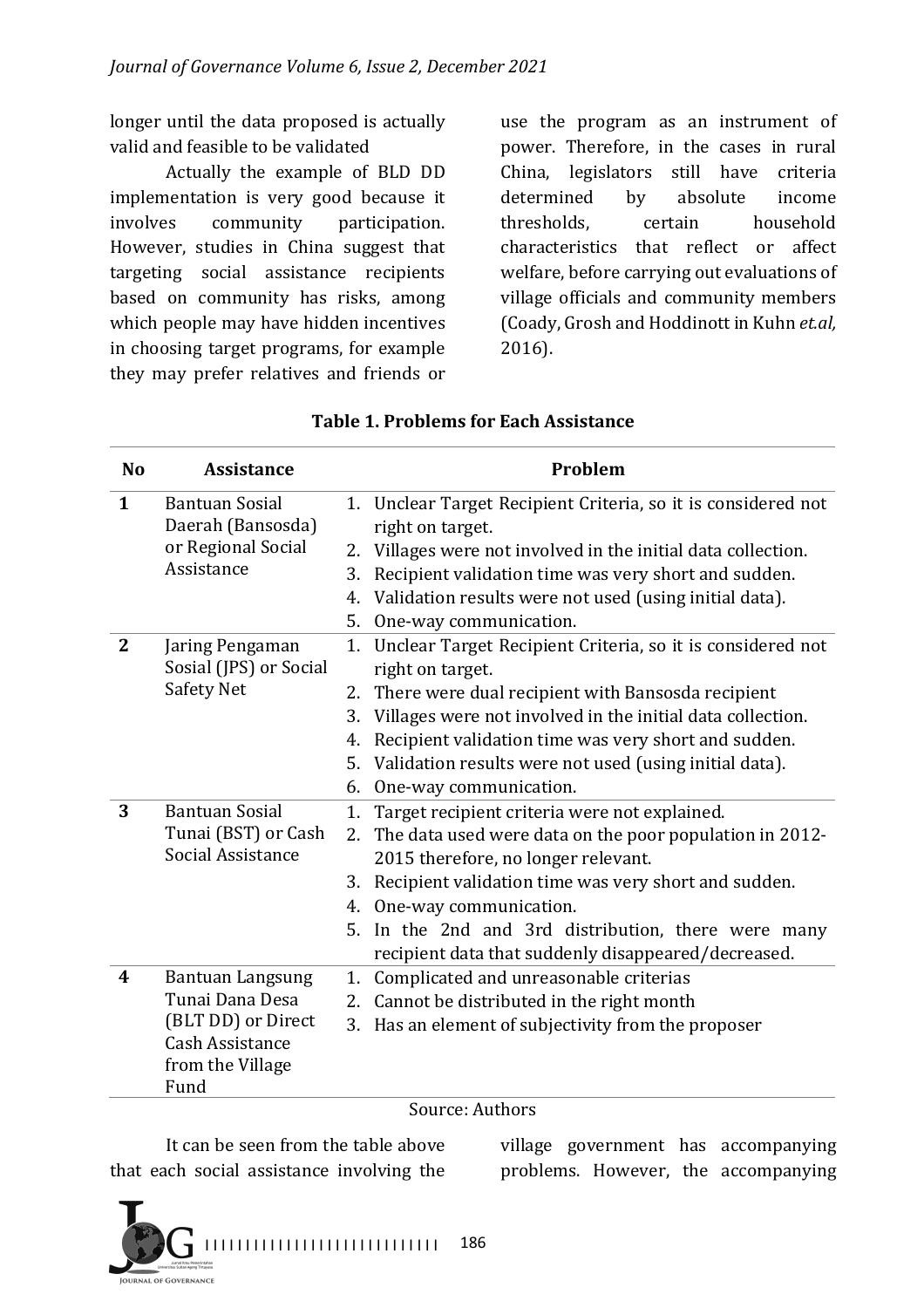longer until the data proposed is actually valid and feasible to be validated

Actually the example of BLD DD implementation is very good because it involves community participation. However, studies in China suggest that targeting social assistance recipients based on community has risks, among which people may have hidden incentives in choosing target programs, for example they may prefer relatives and friends or use the program as an instrument of power. Therefore, in the cases in rural China, legislators still have criteria determined by absolute income thresholds, certain household characteristics that reflect or affect welfare, before carrying out evaluations of village officials and community members (Coady, Grosh and Hoddinott in Kuhn *et.al,* 2016).

**Table 1. Problems for Each Assistance**

| No | Assistance | Problem |
|---|---|---|
| **1** | Bantuan Sosial Daerah (Bansosda) or Regional Social Assistance | 1. Unclear Target Recipient Criteria, so it is considered not right on target.<br>2. Villages were not involved in the initial data collection.<br>3. Recipient validation time was very short and sudden.<br>4. Validation results were not used (using initial data).<br>5. One-way communication. |
| **2** | Jaring Pengaman Sosial (JPS) or Social Safety Net | 1. Unclear Target Recipient Criteria, so it is considered not right on target.<br>2. There were dual recipient with Bansosda recipient<br>3. Villages were not involved in the initial data collection.<br>4. Recipient validation time was very short and sudden.<br>5. Validation results were not used (using initial data).<br>6. One-way communication. |
| **3** | Bantuan Sosial Tunai (BST) or Cash Social Assistance | 1. Target recipient criteria were not explained.<br>2. The data used were data on the poor population in 2012-2015 therefore, no longer relevant.<br>3. Recipient validation time was very short and sudden.<br>4. One-way communication.<br>5. In the 2nd and 3rd distribution, there were many recipient data that suddenly disappeared/decreased. |
| **4** | Bantuan Langsung Tunai Dana Desa (BLT DD) or Direct Cash Assistance from the Village Fund | 1. Complicated and unreasonable criterias<br>2. Cannot be distributed in the right month<br>3. Has an element of subjectivity from the proposer |

Source: Authors

It can be seen from the table above that each social assistance involving the village government has accompanying problems. However, the accompanying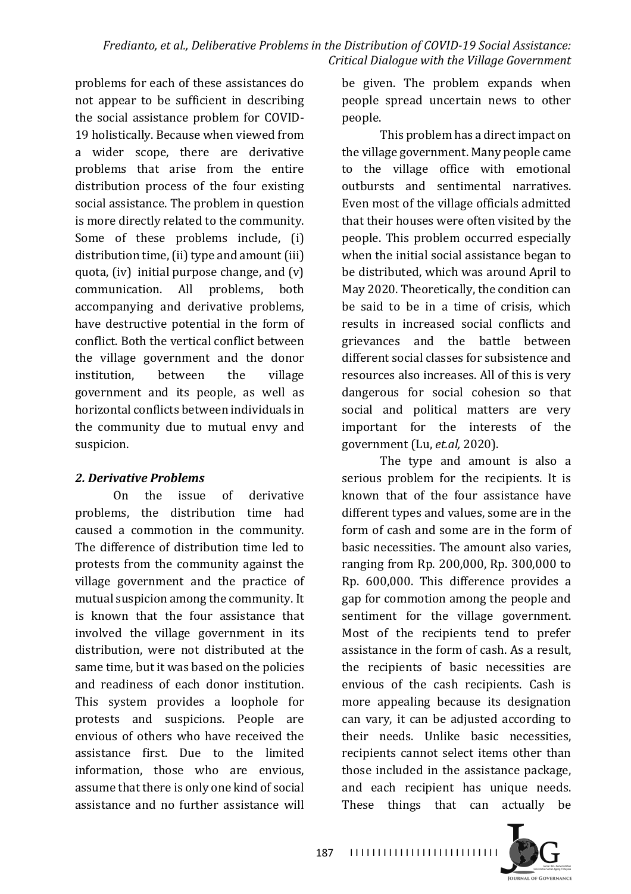problems for each of these assistances do not appear to be sufficient in describing the social assistance problem for COVID-19 holistically. Because when viewed from a wider scope, there are derivative problems that arise from the entire distribution process of the four existing social assistance. The problem in question is more directly related to the community. Some of these problems include, (i) distribution time, (ii) type and amount (iii) quota, (iv) initial purpose change, and (v) communication. All problems, both accompanying and derivative problems, have destructive potential in the form of conflict. Both the vertical conflict between the village government and the donor institution, between the village government and its people, as well as horizontal conflicts between individuals in the community due to mutual envy and suspicion.

## *2. Derivative Problems*

On the issue of derivative problems, the distribution time had caused a commotion in the community. The difference of distribution time led to protests from the community against the village government and the practice of mutual suspicion among the community. It is known that the four assistance that involved the village government in its distribution, were not distributed at the same time, but it was based on the policies and readiness of each donor institution. This system provides a loophole for protests and suspicions. People are envious of others who have received the assistance first. Due to the limited information, those who are envious, assume that there is only one kind of social assistance and no further assistance will be given. The problem expands when people spread uncertain news to other people.

This problem has a direct impact on the village government. Many people came to the village office with emotional outbursts and sentimental narratives. Even most of the village officials admitted that their houses were often visited by the people. This problem occurred especially when the initial social assistance began to be distributed, which was around April to May 2020. Theoretically, the condition can be said to be in a time of crisis, which results in increased social conflicts and grievances and the battle between different social classes for subsistence and resources also increases. All of this is very dangerous for social cohesion so that social and political matters are very important for the interests of the government (Lu, *et.al,* 2020).

The type and amount is also a serious problem for the recipients. It is known that of the four assistance have different types and values, some are in the form of cash and some are in the form of basic necessities. The amount also varies, ranging from Rp. 200,000, Rp. 300,000 to Rp. 600,000. This difference provides a gap for commotion among the people and sentiment for the village government. Most of the recipients tend to prefer assistance in the form of cash. As a result, the recipients of basic necessities are envious of the cash recipients. Cash is more appealing because its designation can vary, it can be adjusted according to their needs. Unlike basic necessities, recipients cannot select items other than those included in the assistance package, and each recipient has unique needs. These things that can actually be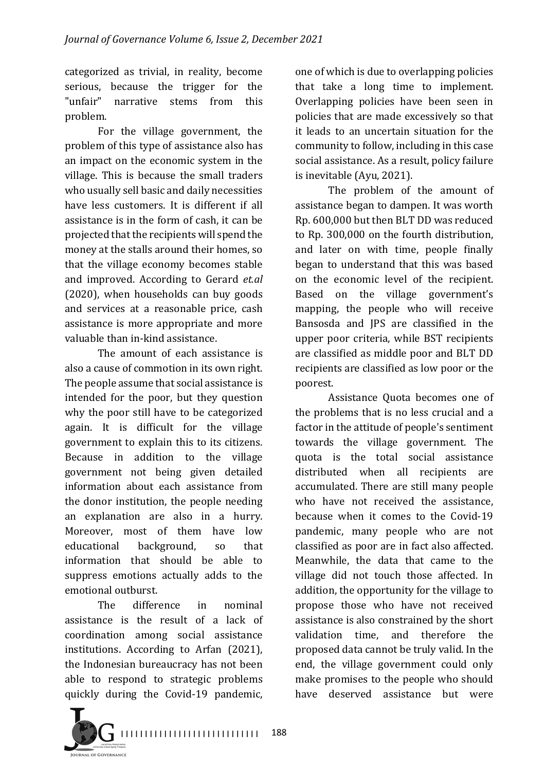categorized as trivial, in reality, become serious, because the trigger for the "unfair" narrative stems from this problem.

For the village government, the problem of this type of assistance also has an impact on the economic system in the village. This is because the small traders who usually sell basic and daily necessities have less customers. It is different if all assistance is in the form of cash, it can be projected that the recipients will spend the money at the stalls around their homes, so that the village economy becomes stable and improved. According to Gerard *et.al* (2020), when households can buy goods and services at a reasonable price, cash assistance is more appropriate and more valuable than in-kind assistance.

The amount of each assistance is also a cause of commotion in its own right. The people assume that social assistance is intended for the poor, but they question why the poor still have to be categorized again. It is difficult for the village government to explain this to its citizens. Because in addition to the village government not being given detailed information about each assistance from the donor institution, the people needing an explanation are also in a hurry. Moreover, most of them have low educational background, so that information that should be able to suppress emotions actually adds to the emotional outburst.

The difference in nominal assistance is the result of a lack of coordination among social assistance institutions. According to Arfan (2021), the Indonesian bureaucracy has not been able to respond to strategic problems quickly during the Covid-19 pandemic, one of which is due to overlapping policies that take a long time to implement. Overlapping policies have been seen in policies that are made excessively so that it leads to an uncertain situation for the community to follow, including in this case social assistance. As a result, policy failure is inevitable (Ayu, 2021).

The problem of the amount of assistance began to dampen. It was worth Rp. 600,000 but then BLT DD was reduced to Rp. 300,000 on the fourth distribution, and later on with time, people finally began to understand that this was based on the economic level of the recipient. Based on the village government's mapping, the people who will receive Bansosda and JPS are classified in the upper poor criteria, while BST recipients are classified as middle poor and BLT DD recipients are classified as low poor or the poorest.

Assistance Quota becomes one of the problems that is no less crucial and a factor in the attitude of people's sentiment towards the village government. The quota is the total social assistance distributed when all recipients are accumulated. There are still many people who have not received the assistance, because when it comes to the Covid-19 pandemic, many people who are not classified as poor are in fact also affected. Meanwhile, the data that came to the village did not touch those affected. In addition, the opportunity for the village to propose those who have not received assistance is also constrained by the short validation time, and therefore the proposed data cannot be truly valid. In the end, the village government could only make promises to the people who should have deserved assistance but were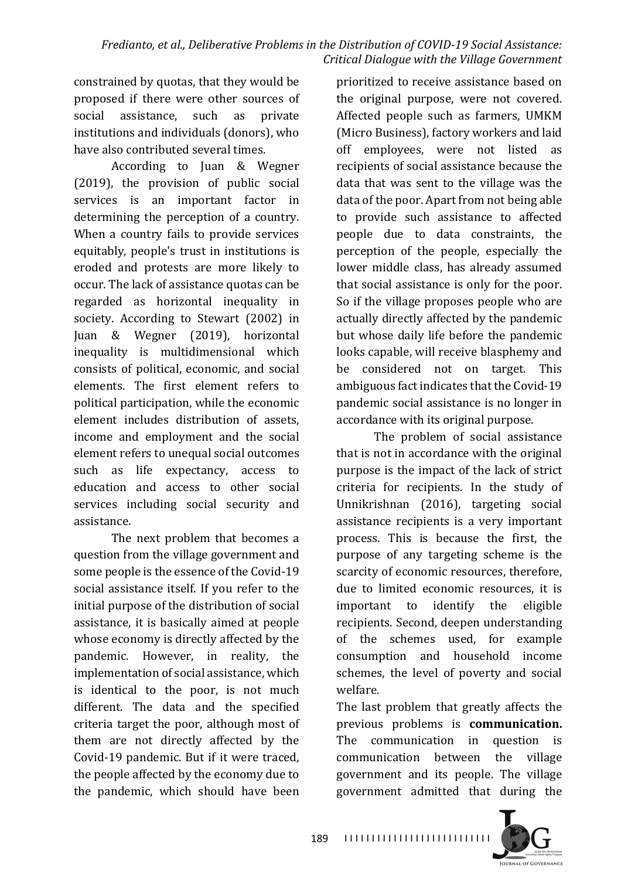constrained by quotas, that they would be proposed if there were other sources of social assistance, such as private institutions and individuals (donors), who have also contributed several times.

According to Juan & Wegner (2019), the provision of public social services is an important factor in determining the perception of a country. When a country fails to provide services equitably, people's trust in institutions is eroded and protests are more likely to occur. The lack of assistance quotas can be regarded as horizontal inequality in society. According to Stewart (2002) in Juan & Wegner (2019), horizontal inequality is multidimensional which consists of political, economic, and social elements. The first element refers to political participation, while the economic element includes distribution of assets, income and employment and the social element refers to unequal social outcomes such as life expectancy, access to education and access to other social services including social security and assistance.

The next problem that becomes a question from the village government and some people is the essence of the Covid-19 social assistance itself. If you refer to the initial purpose of the distribution of social assistance, it is basically aimed at people whose economy is directly affected by the pandemic. However, in reality, the implementation of social assistance, which is identical to the poor, is not much different. The data and the specified criteria target the poor, although most of them are not directly affected by the Covid-19 pandemic. But if it were traced, the people affected by the economy due to the pandemic, which should have been prioritized to receive assistance based on the original purpose, were not covered. Affected people such as farmers, UMKM (Micro Business), factory workers and laid off employees, were not listed as recipients of social assistance because the data that was sent to the village was the data of the poor. Apart from not being able to provide such assistance to affected people due to data constraints, the perception of the people, especially the lower middle class, has already assumed that social assistance is only for the poor. So if the village proposes people who are actually directly affected by the pandemic but whose daily life before the pandemic looks capable, will receive blasphemy and be considered not on target. This ambiguous fact indicates that the Covid-19 pandemic social assistance is no longer in accordance with its original purpose.

The problem of social assistance that is not in accordance with the original purpose is the impact of the lack of strict criteria for recipients. In the study of Unnikrishnan (2016), targeting social assistance recipients is a very important process. This is because the first, the purpose of any targeting scheme is the scarcity of economic resources, therefore, due to limited economic resources, it is important to identify the eligible recipients. Second, deepen understanding of the schemes used, for example consumption and household income schemes, the level of poverty and social welfare.

The last problem that greatly affects the previous problems is **communication.** The communication in question is communication between the village government and its people. The village government admitted that during the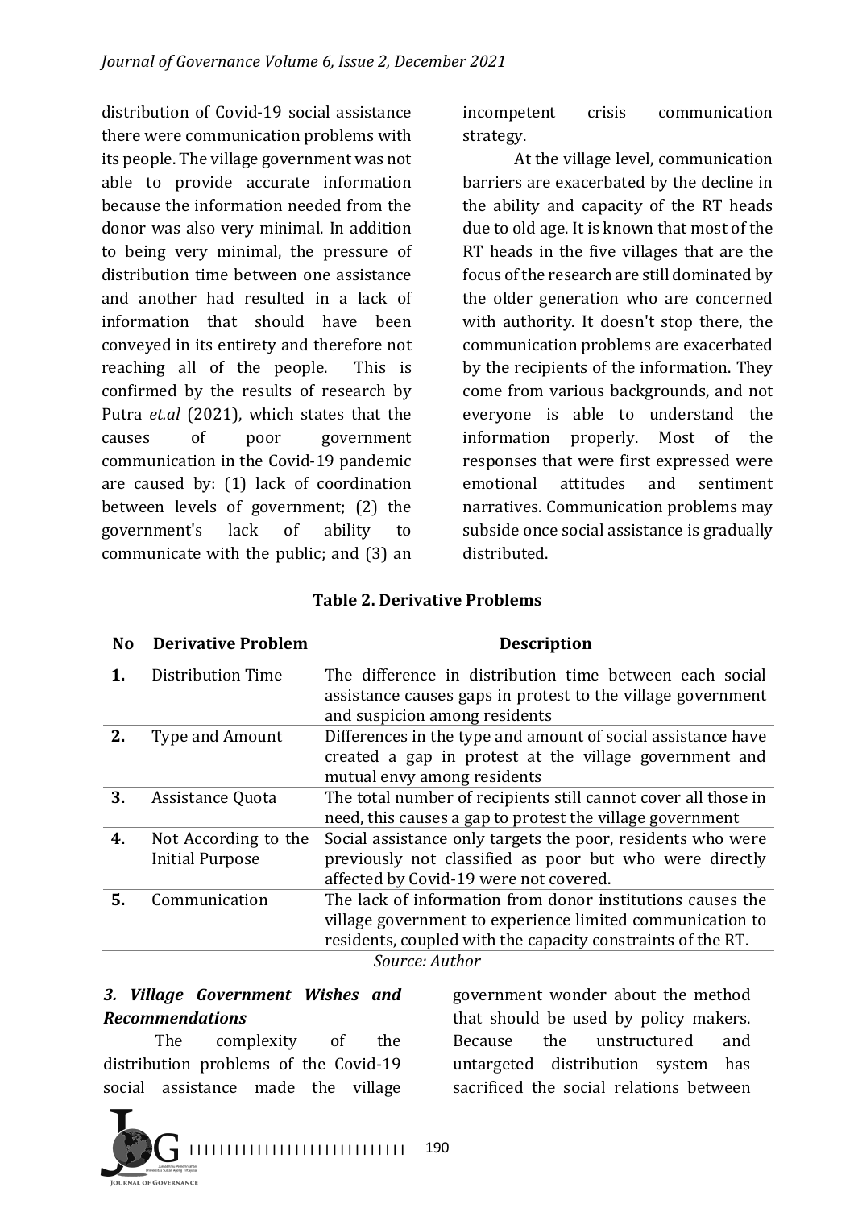distribution of Covid-19 social assistance there were communication problems with its people. The village government was not able to provide accurate information because the information needed from the donor was also very minimal. In addition to being very minimal, the pressure of distribution time between one assistance and another had resulted in a lack of information that should have been conveyed in its entirety and therefore not reaching all of the people. This is confirmed by the results of research by Putra *et.al* (2021), which states that the causes of poor government communication in the Covid-19 pandemic are caused by: (1) lack of coordination between levels of government; (2) the government's lack of ability to communicate with the public; and (3) an incompetent crisis communication strategy.

At the village level, communication barriers are exacerbated by the decline in the ability and capacity of the RT heads due to old age. It is known that most of the RT heads in the five villages that are the focus of the research are still dominated by the older generation who are concerned with authority. It doesn't stop there, the communication problems are exacerbated by the recipients of the information. They come from various backgrounds, and not everyone is able to understand the information properly. Most of the responses that were first expressed were emotional attitudes and sentiment narratives. Communication problems may subside once social assistance is gradually distributed.

**Table 2. Derivative Problems**

| No | Derivative Problem | Description |
|---|---|---|
| **1.** | Distribution Time | The difference in distribution time between each social assistance causes gaps in protest to the village government and suspicion among residents |
| **2.** | Type and Amount | Differences in the type and amount of social assistance have created a gap in protest at the village government and mutual envy among residents |
| **3.** | Assistance Quota | The total number of recipients still cannot cover all those in need, this causes a gap to protest the village government |
| **4.** | Not According to the Initial Purpose | Social assistance only targets the poor, residents who were previously not classified as poor but who were directly affected by Covid-19 were not covered. |
| **5.** | Communication | The lack of information from donor institutions causes the village government to experience limited communication to residents, coupled with the capacity constraints of the RT. |

*Source: Author*

### *3. Village Government Wishes and Recommendations*

The complexity of the distribution problems of the Covid-19 social assistance made the village government wonder about the method that should be used by policy makers. Because the unstructured and untargeted distribution system has sacrificed the social relations between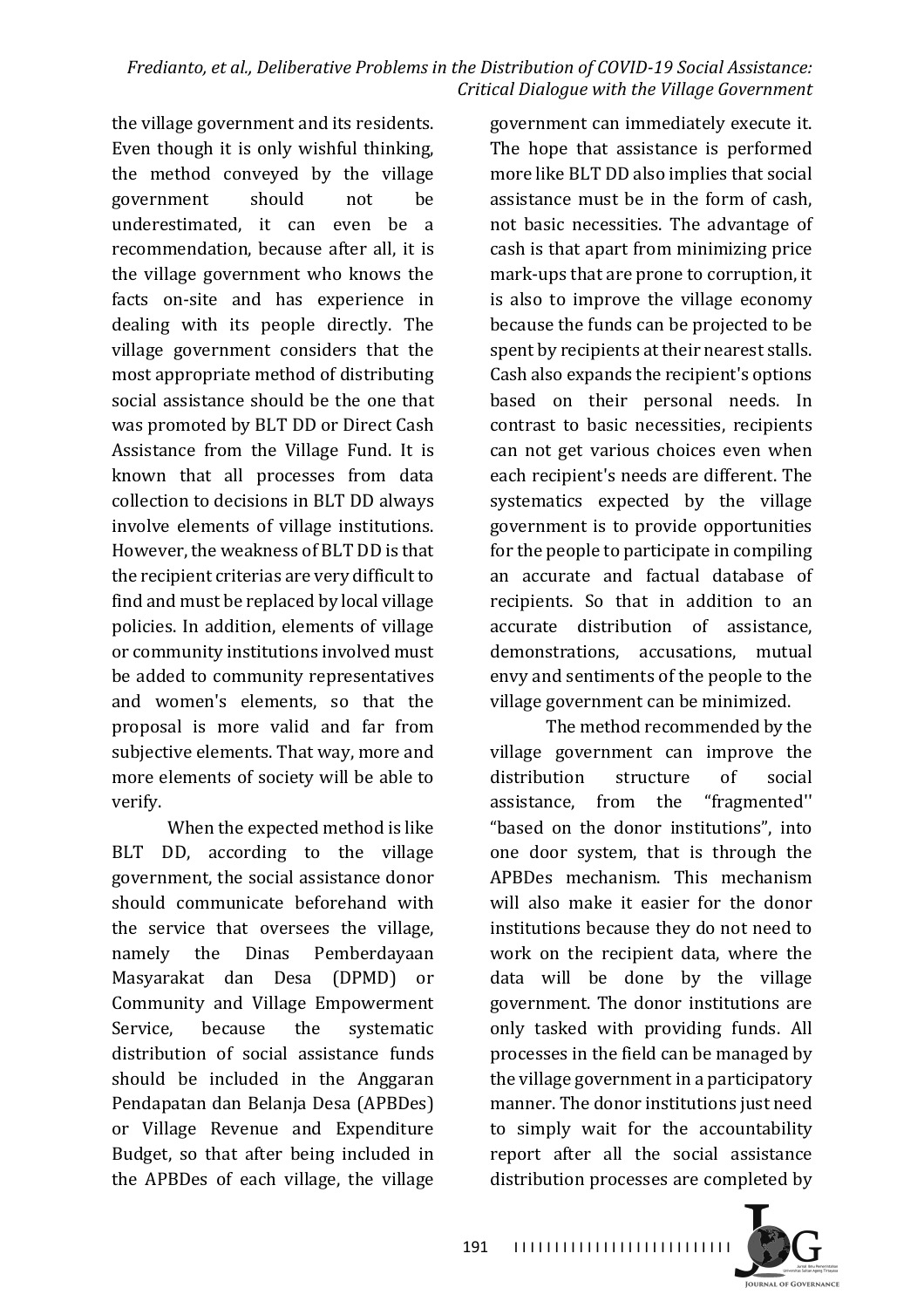the village government and its residents. Even though it is only wishful thinking, the method conveyed by the village government should not be underestimated, it can even be a recommendation, because after all, it is the village government who knows the facts on-site and has experience in dealing with its people directly. The village government considers that the most appropriate method of distributing social assistance should be the one that was promoted by BLT DD or Direct Cash Assistance from the Village Fund. It is known that all processes from data collection to decisions in BLT DD always involve elements of village institutions. However, the weakness of BLT DD is that the recipient criterias are very difficult to find and must be replaced by local village policies. In addition, elements of village or community institutions involved must be added to community representatives and women's elements, so that the proposal is more valid and far from subjective elements. That way, more and more elements of society will be able to verify.

When the expected method is like BLT DD, according to the village government, the social assistance donor should communicate beforehand with the service that oversees the village, namely the Dinas Pemberdayaan Masyarakat dan Desa (DPMD) or Community and Village Empowerment Service, because the systematic distribution of social assistance funds should be included in the Anggaran Pendapatan dan Belanja Desa (APBDes) or Village Revenue and Expenditure Budget, so that after being included in the APBDes of each village, the village government can immediately execute it. The hope that assistance is performed more like BLT DD also implies that social assistance must be in the form of cash, not basic necessities. The advantage of cash is that apart from minimizing price mark-ups that are prone to corruption, it is also to improve the village economy because the funds can be projected to be spent by recipients at their nearest stalls. Cash also expands the recipient's options based on their personal needs. In contrast to basic necessities, recipients can not get various choices even when each recipient's needs are different. The systematics expected by the village government is to provide opportunities for the people to participate in compiling an accurate and factual database of recipients. So that in addition to an accurate distribution of assistance, demonstrations, accusations, mutual envy and sentiments of the people to the village government can be minimized.

The method recommended by the village government can improve the distribution structure of social assistance, from the "fragmented'' "based on the donor institutions", into one door system, that is through the APBDes mechanism. This mechanism will also make it easier for the donor institutions because they do not need to work on the recipient data, where the data will be done by the village government. The donor institutions are only tasked with providing funds. All processes in the field can be managed by the village government in a participatory manner. The donor institutions just need to simply wait for the accountability report after all the social assistance distribution processes are completed by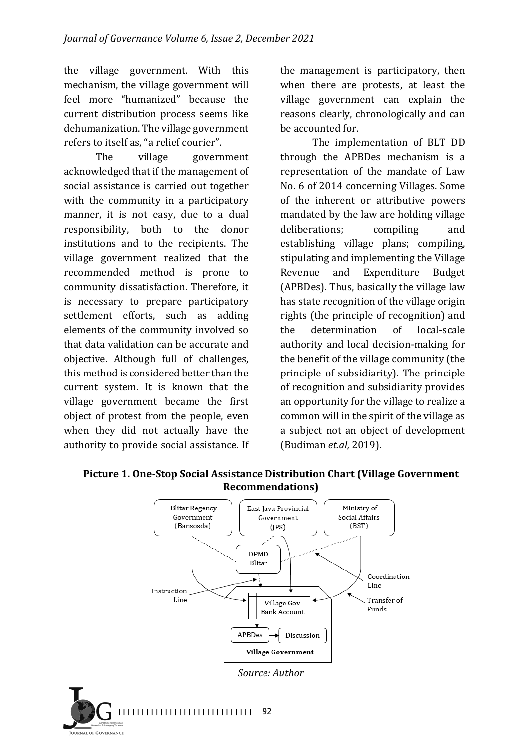the village government. With this mechanism, the village government will feel more "humanized" because the current distribution process seems like dehumanization. The village government refers to itself as, "a relief courier".

The village government acknowledged that if the management of social assistance is carried out together with the community in a participatory manner, it is not easy, due to a dual responsibility, both to the donor institutions and to the recipients. The village government realized that the recommended method is prone to community dissatisfaction. Therefore, it is necessary to prepare participatory settlement efforts, such as adding elements of the community involved so that data validation can be accurate and objective. Although full of challenges, this method is considered better than the current system. It is known that the village government became the first object of protest from the people, even when they did not actually have the authority to provide social assistance. If the management is participatory, then when there are protests, at least the village government can explain the reasons clearly, chronologically and can be accounted for.

The implementation of BLT DD through the APBDes mechanism is a representation of the mandate of Law No. 6 of 2014 concerning Villages. Some of the inherent or attributive powers mandated by the law are holding village deliberations; compiling and establishing village plans; compiling, stipulating and implementing the Village Revenue and Expenditure Budget (APBDes). Thus, basically the village law has state recognition of the village origin rights (the principle of recognition) and the determination of local-scale authority and local decision-making for the benefit of the village community (the principle of subsidiarity). The principle of recognition and subsidiarity provides an opportunity for the village to realize a common will in the spirit of the village as a subject not an object of development (Budiman *et.al,* 2019).

**Picture 1. One-Stop Social Assistance Distribution Chart (Village Government Recommendations)**

Blitar Regency Government (Bansosda) | East Java Provincial Government (JPS) | Ministry of Social Affairs (BST) | DPMD Blitar | Instruction Line | Coordination Line | Transfer of Funds | Village Gov Bank Account | APBDes | Discussion | Village Government

*Source: Author*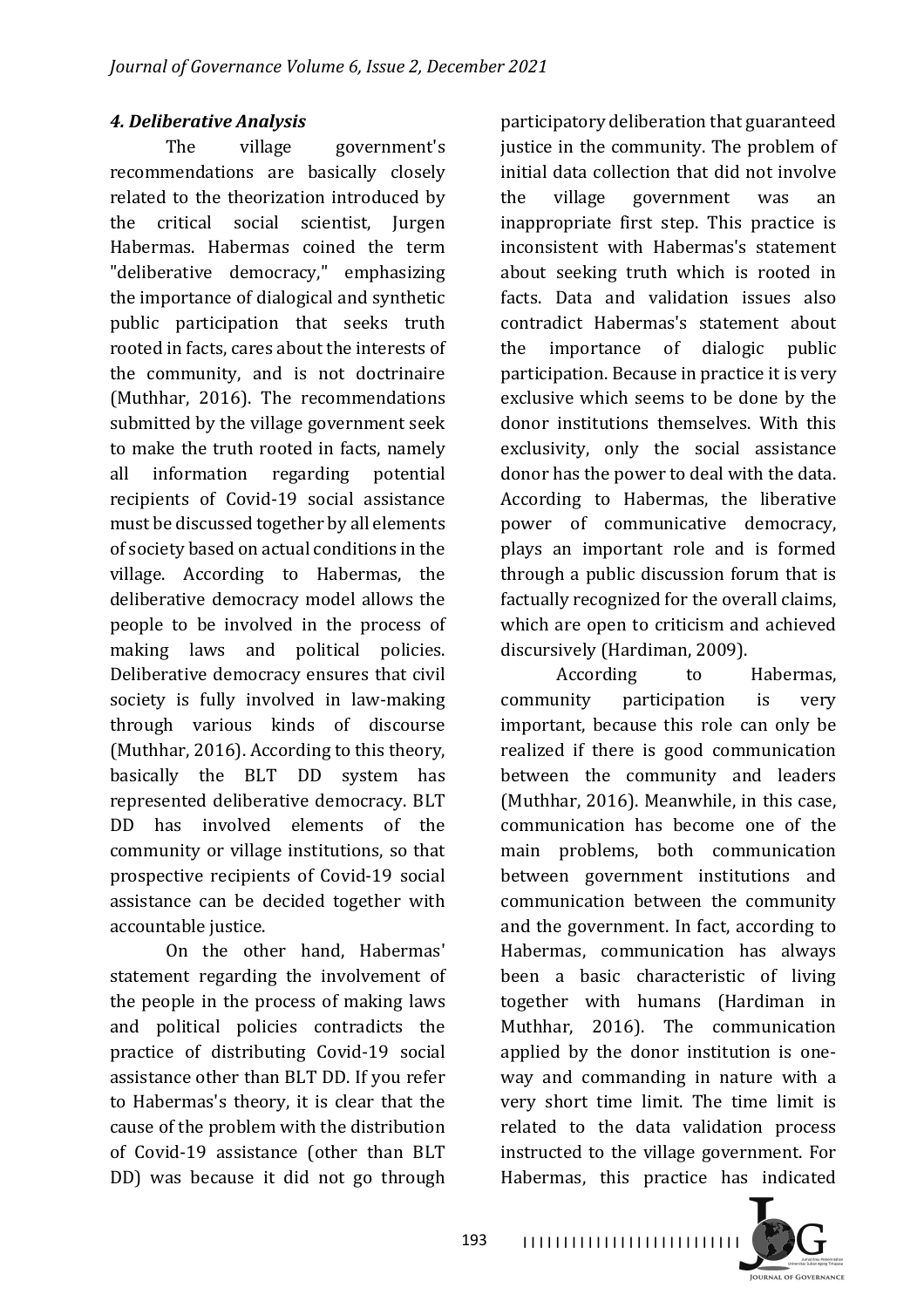### *4. Deliberative Analysis*

The village government's recommendations are basically closely related to the theorization introduced by the critical social scientist, Jurgen Habermas. Habermas coined the term "deliberative democracy," emphasizing the importance of dialogical and synthetic public participation that seeks truth rooted in facts, cares about the interests of the community, and is not doctrinaire (Muthhar, 2016). The recommendations submitted by the village government seek to make the truth rooted in facts, namely all information regarding potential recipients of Covid-19 social assistance must be discussed together by all elements of society based on actual conditions in the village. According to Habermas, the deliberative democracy model allows the people to be involved in the process of making laws and political policies. Deliberative democracy ensures that civil society is fully involved in law-making through various kinds of discourse (Muthhar, 2016). According to this theory, basically the BLT DD system has represented deliberative democracy. BLT DD has involved elements of the community or village institutions, so that prospective recipients of Covid-19 social assistance can be decided together with accountable justice.

On the other hand, Habermas' statement regarding the involvement of the people in the process of making laws and political policies contradicts the practice of distributing Covid-19 social assistance other than BLT DD. If you refer to Habermas's theory, it is clear that the cause of the problem with the distribution of Covid-19 assistance (other than BLT DD) was because it did not go through participatory deliberation that guaranteed justice in the community. The problem of initial data collection that did not involve the village government was an inappropriate first step. This practice is inconsistent with Habermas's statement about seeking truth which is rooted in facts. Data and validation issues also contradict Habermas's statement about the importance of dialogic public participation. Because in practice it is very exclusive which seems to be done by the donor institutions themselves. With this exclusivity, only the social assistance donor has the power to deal with the data. According to Habermas, the liberative power of communicative democracy, plays an important role and is formed through a public discussion forum that is factually recognized for the overall claims, which are open to criticism and achieved discursively (Hardiman, 2009).

According to Habermas, community participation is very important, because this role can only be realized if there is good communication between the community and leaders (Muthhar, 2016). Meanwhile, in this case, communication has become one of the main problems, both communication between government institutions and communication between the community and the government. In fact, according to Habermas, communication has always been a basic characteristic of living together with humans (Hardiman in Muthhar, 2016). The communication applied by the donor institution is one-way and commanding in nature with a very short time limit. The time limit is related to the data validation process instructed to the village government. For Habermas, this practice has indicated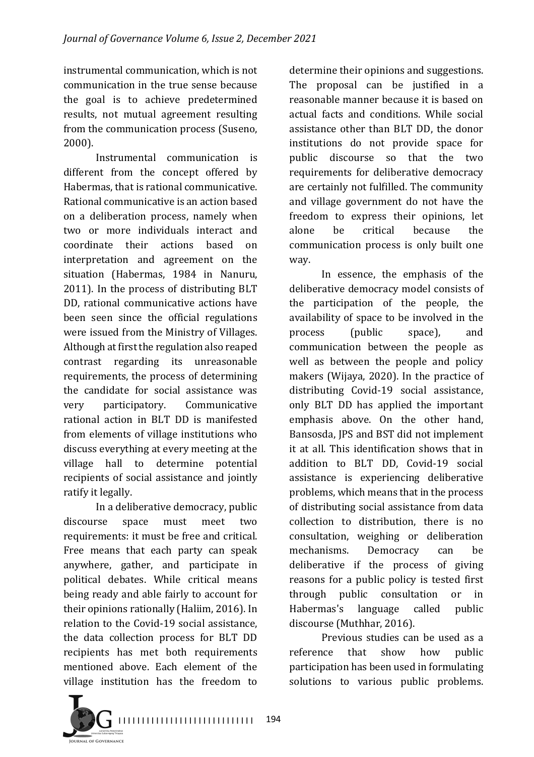instrumental communication, which is not communication in the true sense because the goal is to achieve predetermined results, not mutual agreement resulting from the communication process (Suseno, 2000).

Instrumental communication is different from the concept offered by Habermas, that is rational communicative. Rational communicative is an action based on a deliberation process, namely when two or more individuals interact and coordinate their actions based on interpretation and agreement on the situation (Habermas, 1984 in Nanuru, 2011). In the process of distributing BLT DD, rational communicative actions have been seen since the official regulations were issued from the Ministry of Villages. Although at first the regulation also reaped contrast regarding its unreasonable requirements, the process of determining the candidate for social assistance was very participatory. Communicative rational action in BLT DD is manifested from elements of village institutions who discuss everything at every meeting at the village hall to determine potential recipients of social assistance and jointly ratify it legally.

In a deliberative democracy, public discourse space must meet two requirements: it must be free and critical. Free means that each party can speak anywhere, gather, and participate in political debates. While critical means being ready and able fairly to account for their opinions rationally (Haliim, 2016). In relation to the Covid-19 social assistance, the data collection process for BLT DD recipients has met both requirements mentioned above. Each element of the village institution has the freedom to determine their opinions and suggestions. The proposal can be justified in a reasonable manner because it is based on actual facts and conditions. While social assistance other than BLT DD, the donor institutions do not provide space for public discourse so that the two requirements for deliberative democracy are certainly not fulfilled. The community and village government do not have the freedom to express their opinions, let alone be critical because the communication process is only built one way.

In essence, the emphasis of the deliberative democracy model consists of the participation of the people, the availability of space to be involved in the process (public space), and communication between the people as well as between the people and policy makers (Wijaya, 2020). In the practice of distributing Covid-19 social assistance, only BLT DD has applied the important emphasis above. On the other hand, Bansosda, JPS and BST did not implement it at all. This identification shows that in addition to BLT DD, Covid-19 social assistance is experiencing deliberative problems, which means that in the process of distributing social assistance from data collection to distribution, there is no consultation, weighing or deliberation mechanisms. Democracy can be deliberative if the process of giving reasons for a public policy is tested first through public consultation or in Habermas's language called public discourse (Muthhar, 2016).

Previous studies can be used as a reference that show how public participation has been used in formulating solutions to various public problems.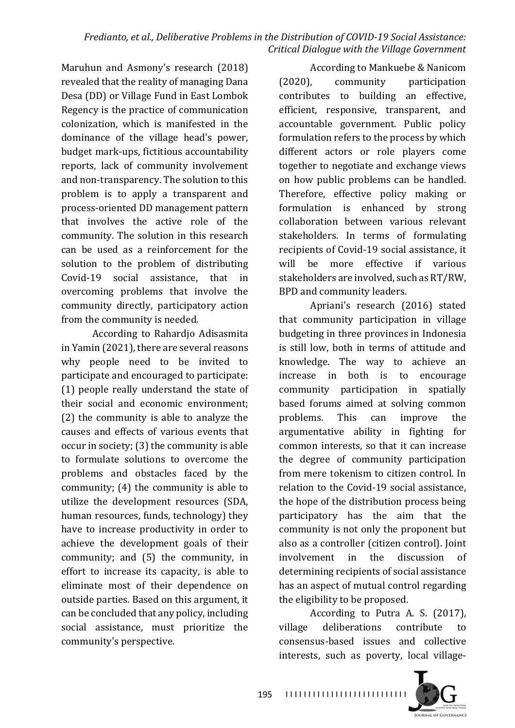Maruhun and Asmony's research (2018) revealed that the reality of managing Dana Desa (DD) or Village Fund in East Lombok Regency is the practice of communication colonization, which is manifested in the dominance of the village head's power, budget mark-ups, fictitious accountability reports, lack of community involvement and non-transparency. The solution to this problem is to apply a transparent and process-oriented DD management pattern that involves the active role of the community. The solution in this research can be used as a reinforcement for the solution to the problem of distributing Covid-19 social assistance, that in overcoming problems that involve the community directly, participatory action from the community is needed.

According to Rahardjo Adisasmita in Yamin (2021), there are several reasons why people need to be invited to participate and encouraged to participate: (1) people really understand the state of their social and economic environment; (2) the community is able to analyze the causes and effects of various events that occur in society; (3) the community is able to formulate solutions to overcome the problems and obstacles faced by the community; (4) the community is able to utilize the development resources (SDA, human resources, funds, technology) they have to increase productivity in order to achieve the development goals of their community; and (5) the community, in effort to increase its capacity, is able to eliminate most of their dependence on outside parties. Based on this argument, it can be concluded that any policy, including social assistance, must prioritize the community's perspective.

According to Mankuebe & Nanicom (2020), community participation contributes to building an effective, efficient, responsive, transparent, and accountable government. Public policy formulation refers to the process by which different actors or role players come together to negotiate and exchange views on how public problems can be handled. Therefore, effective policy making or formulation is enhanced by strong collaboration between various relevant stakeholders. In terms of formulating recipients of Covid-19 social assistance, it will be more effective if various stakeholders are involved, such as RT/RW, BPD and community leaders.

Apriani's research (2016) stated that community participation in village budgeting in three provinces in Indonesia is still low, both in terms of attitude and knowledge. The way to achieve an increase in both is to encourage community participation in spatially based forums aimed at solving common problems. This can improve the argumentative ability in fighting for common interests, so that it can increase the degree of community participation from mere tokenism to citizen control. In relation to the Covid-19 social assistance, the hope of the distribution process being participatory has the aim that the community is not only the proponent but also as a controller (citizen control). Joint involvement in the discussion of determining recipients of social assistance has an aspect of mutual control regarding the eligibility to be proposed.

According to Putra A. S. (2017), village deliberations contribute to consensus-based issues and collective interests, such as poverty, local village-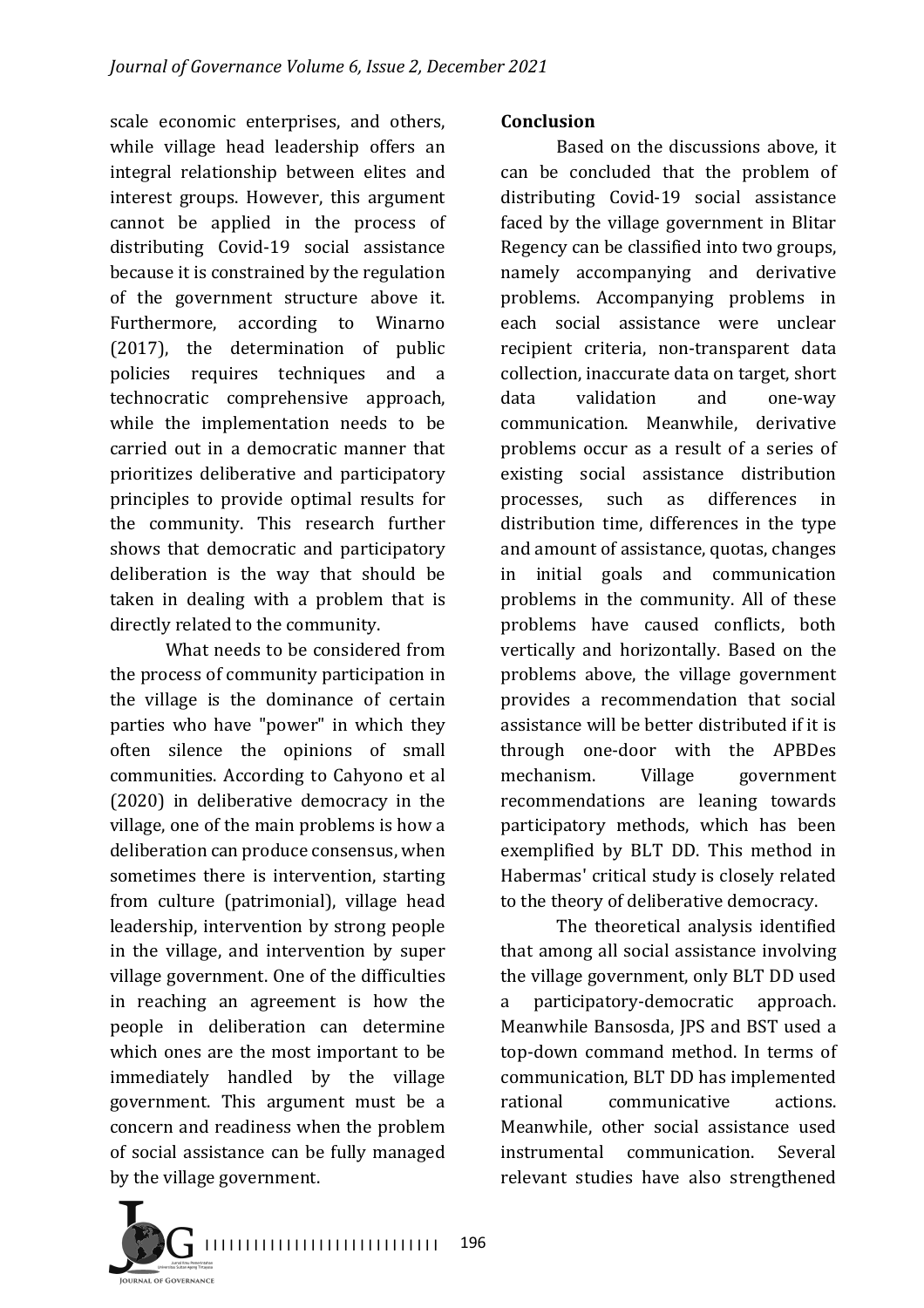scale economic enterprises, and others, while village head leadership offers an integral relationship between elites and interest groups. However, this argument cannot be applied in the process of distributing Covid-19 social assistance because it is constrained by the regulation of the government structure above it. Furthermore, according to Winarno (2017), the determination of public policies requires techniques and a technocratic comprehensive approach, while the implementation needs to be carried out in a democratic manner that prioritizes deliberative and participatory principles to provide optimal results for the community. This research further shows that democratic and participatory deliberation is the way that should be taken in dealing with a problem that is directly related to the community.

What needs to be considered from the process of community participation in the village is the dominance of certain parties who have "power" in which they often silence the opinions of small communities. According to Cahyono et al (2020) in deliberative democracy in the village, one of the main problems is how a deliberation can produce consensus, when sometimes there is intervention, starting from culture (patrimonial), village head leadership, intervention by strong people in the village, and intervention by super village government. One of the difficulties in reaching an agreement is how the people in deliberation can determine which ones are the most important to be immediately handled by the village government. This argument must be a concern and readiness when the problem of social assistance can be fully managed by the village government.

## Conclusion

Based on the discussions above, it can be concluded that the problem of distributing Covid-19 social assistance faced by the village government in Blitar Regency can be classified into two groups, namely accompanying and derivative problems. Accompanying problems in each social assistance were unclear recipient criteria, non-transparent data collection, inaccurate data on target, short data validation and one-way communication. Meanwhile, derivative problems occur as a result of a series of existing social assistance distribution processes, such as differences in distribution time, differences in the type and amount of assistance, quotas, changes in initial goals and communication problems in the community. All of these problems have caused conflicts, both vertically and horizontally. Based on the problems above, the village government provides a recommendation that social assistance will be better distributed if it is through one-door with the APBDes mechanism. Village government recommendations are leaning towards participatory methods, which has been exemplified by BLT DD. This method in Habermas' critical study is closely related to the theory of deliberative democracy.

The theoretical analysis identified that among all social assistance involving the village government, only BLT DD used a participatory-democratic approach. Meanwhile Bansosda, JPS and BST used a top-down command method. In terms of communication, BLT DD has implemented rational communicative actions. Meanwhile, other social assistance used instrumental communication. Several relevant studies have also strengthened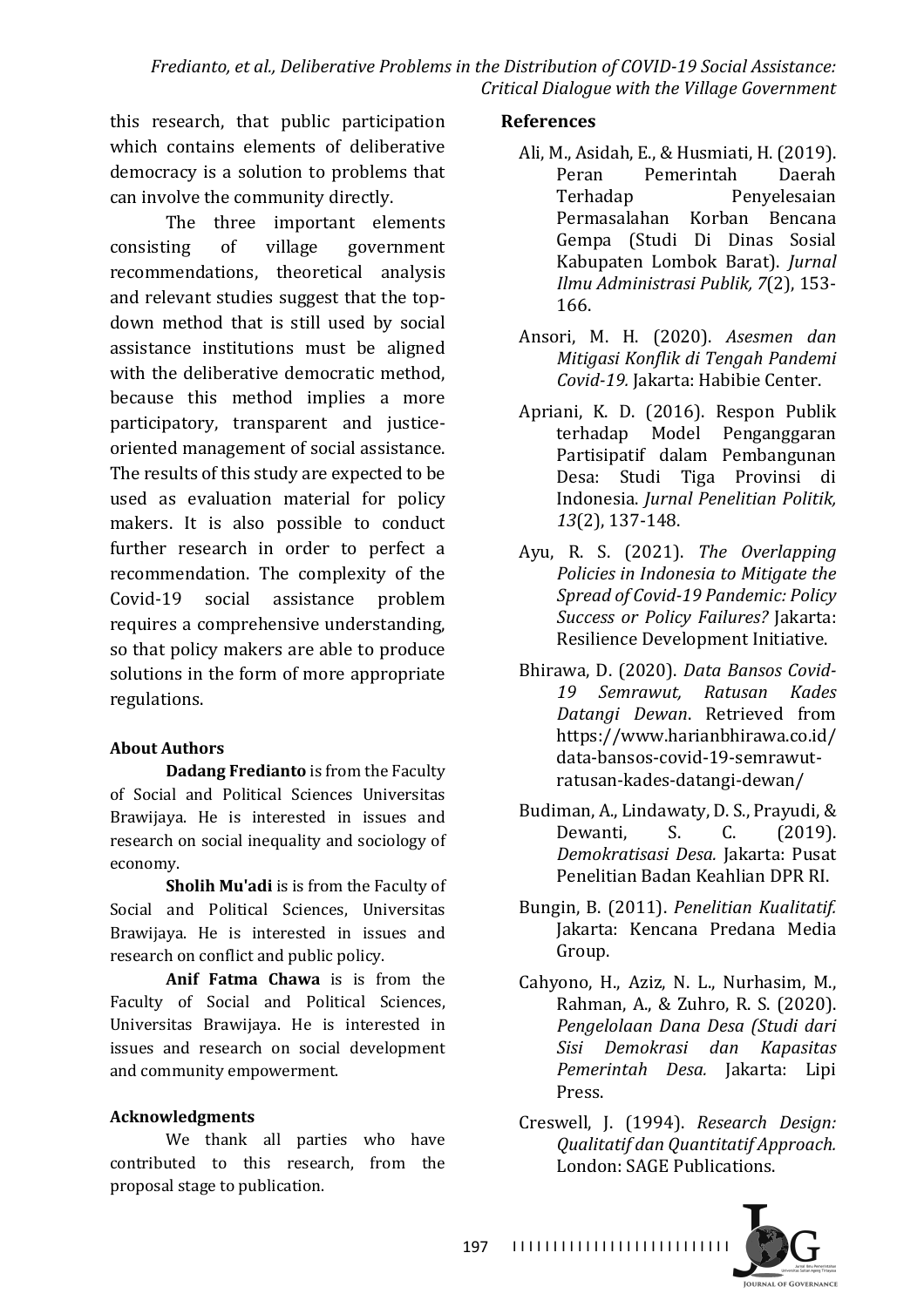this research, that public participation which contains elements of deliberative democracy is a solution to problems that can involve the community directly.

The three important elements consisting of village government recommendations, theoretical analysis and relevant studies suggest that the top-down method that is still used by social assistance institutions must be aligned with the deliberative democratic method, because this method implies a more participatory, transparent and justice-oriented management of social assistance. The results of this study are expected to be used as evaluation material for policy makers. It is also possible to conduct further research in order to perfect a recommendation. The complexity of the Covid-19 social assistance problem requires a comprehensive understanding, so that policy makers are able to produce solutions in the form of more appropriate regulations.

#### About Authors

**Dadang Fredianto** is from the Faculty of Social and Political Sciences Universitas Brawijaya. He is interested in issues and research on social inequality and sociology of economy.

**Sholih Mu'adi** is is from the Faculty of Social and Political Sciences, Universitas Brawijaya. He is interested in issues and research on conflict and public policy.

**Anif Fatma Chawa** is is from the Faculty of Social and Political Sciences, Universitas Brawijaya. He is interested in issues and research on social development and community empowerment.

#### Acknowledgments

We thank all parties who have contributed to this research, from the proposal stage to publication.

## References

Ali, M., Asidah, E., & Husmiati, H. (2019). Peran Pemerintah Daerah Terhadap Penyelesaian Permasalahan Korban Bencana Gempa (Studi Di Dinas Sosial Kabupaten Lombok Barat). *Jurnal Ilmu Administrasi Publik, 7*(2), 153-166.

Ansori, M. H. (2020). *Asesmen dan Mitigasi Konflik di Tengah Pandemi Covid-19.* Jakarta: Habibie Center.

Apriani, K. D. (2016). Respon Publik terhadap Model Penganggaran Partisipatif dalam Pembangunan Desa: Studi Tiga Provinsi di Indonesia. *Jurnal Penelitian Politik, 13*(2), 137-148.

Ayu, R. S. (2021). *The Overlapping Policies in Indonesia to Mitigate the Spread of Covid-19 Pandemic: Policy Success or Policy Failures?* Jakarta: Resilience Development Initiative.

Bhirawa, D. (2020). *Data Bansos Covid-19 Semrawut, Ratusan Kades Datangi Dewan*. Retrieved from https://www.harianbhirawa.co.id/data-bansos-covid-19-semrawut-ratusan-kades-datangi-dewan/

Budiman, A., Lindawaty, D. S., Prayudi, & Dewanti, S. C. (2019). *Demokratisasi Desa.* Jakarta: Pusat Penelitian Badan Keahlian DPR RI.

Bungin, B. (2011). *Penelitian Kualitatif.* Jakarta: Kencana Predana Media Group.

Cahyono, H., Aziz, N. L., Nurhasim, M., Rahman, A., & Zuhro, R. S. (2020). *Pengelolaan Dana Desa (Studi dari Sisi Demokrasi dan Kapasitas Pemerintah Desa.* Jakarta: Lipi Press.

Creswell, J. (1994). *Research Design: Qualitatif dan Quantitatif Approach.* London: SAGE Publications.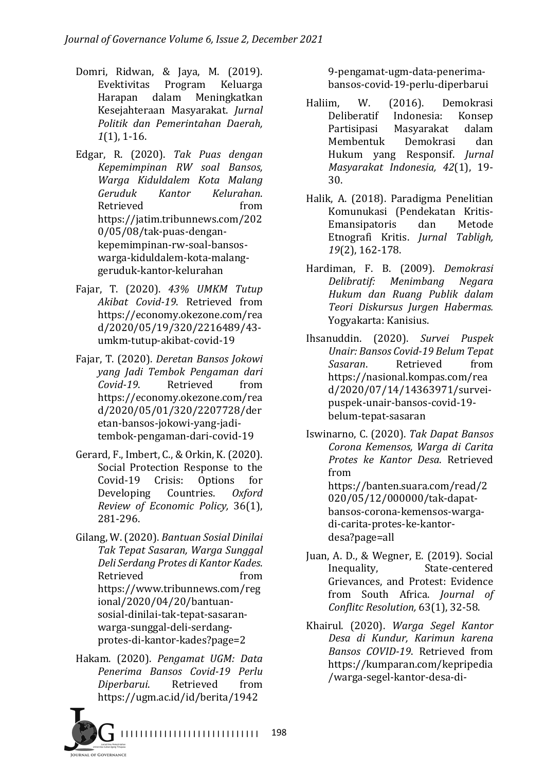Domri, Ridwan, & Jaya, M. (2019). Evektivitas Program Keluarga Harapan dalam Meningkatkan Kesejahteraan Masyarakat. *Jurnal Politik dan Pemerintahan Daerah, 1*(1), 1-16.

Edgar, R. (2020). *Tak Puas dengan Kepemimpinan RW soal Bansos, Warga Kiduldalem Kota Malang Geruduk Kantor Kelurahan*. Retrieved from https://jatim.tribunnews.com/2020/05/08/tak-puas-dengan-kepemimpinan-rw-soal-bansos-warga-kiduldalem-kota-malang-geruduk-kantor-kelurahan

Fajar, T. (2020). *43% UMKM Tutup Akibat Covid-19*. Retrieved from https://economy.okezone.com/read/2020/05/19/320/2216489/43-umkm-tutup-akibat-covid-19

Fajar, T. (2020). *Deretan Bansos Jokowi yang Jadi Tembok Pengaman dari Covid-19*. Retrieved from https://economy.okezone.com/read/2020/05/01/320/2207728/deretan-bansos-jokowi-yang-jadi-tembok-pengaman-dari-covid-19

Gerard, F., Imbert, C., & Orkin, K. (2020). Social Protection Response to the Covid-19 Crisis: Options for Developing Countries. *Oxford Review of Economic Policy,* 36(1), 281-296.

Gilang, W. (2020). *Bantuan Sosial Dinilai Tak Tepat Sasaran, Warga Sunggal Deli Serdang Protes di Kantor Kades*. Retrieved from https://www.tribunnews.com/regional/2020/04/20/bantuan-sosial-dinilai-tak-tepat-sasaran-warga-sunggal-deli-serdang-protes-di-kantor-kades?page=2

Hakam. (2020). *Pengamat UGM: Data Penerima Bansos Covid-19 Perlu Diperbarui*. Retrieved from https://ugm.ac.id/id/berita/19429-pengamat-ugm-data-penerima-bansos-covid-19-perlu-diperbarui

Haliim, W. (2016). Demokrasi Deliberatif Indonesia: Konsep Partisipasi Masyarakat dalam Membentuk Demokrasi dan Hukum yang Responsif. *Jurnal Masyarakat Indonesia, 42*(1), 19-30.

Halik, A. (2018). Paradigma Penelitian Komunukasi (Pendekatan Kritis-Emansipatoris dan Metode Etnografi Kritis. *Jurnal Tabligh, 19*(2), 162-178.

Hardiman, F. B. (2009). *Demokrasi Delibratif: Menimbang Negara Hukum dan Ruang Publik dalam Teori Diskursus Jurgen Habermas.* Yogyakarta: Kanisius.

Ihsanuddin. (2020). *Survei Puspek Unair: Bansos Covid-19 Belum Tepat Sasaran*. Retrieved from https://nasional.kompas.com/read/2020/07/14/14363971/survei-puspek-unair-bansos-covid-19-belum-tepat-sasaran

Iswinarno, C. (2020). *Tak Dapat Bansos Corona Kemensos, Warga di Carita Protes ke Kantor Desa*. Retrieved from https://banten.suara.com/read/2020/05/12/000000/tak-dapat-bansos-corona-kemensos-warga-di-carita-protes-ke-kantor-desa?page=all

Juan, A. D., & Wegner, E. (2019). Social Inequality, State-centered Grievances, and Protest: Evidence from South Africa. *Journal of Conflitc Resolution,* 63(1), 32-58.

Khairul. (2020). *Warga Segel Kantor Desa di Kundur, Karimun karena Bansos COVID-19*. Retrieved from https://kumparan.com/kepripedia/warga-segel-kantor-desa-di-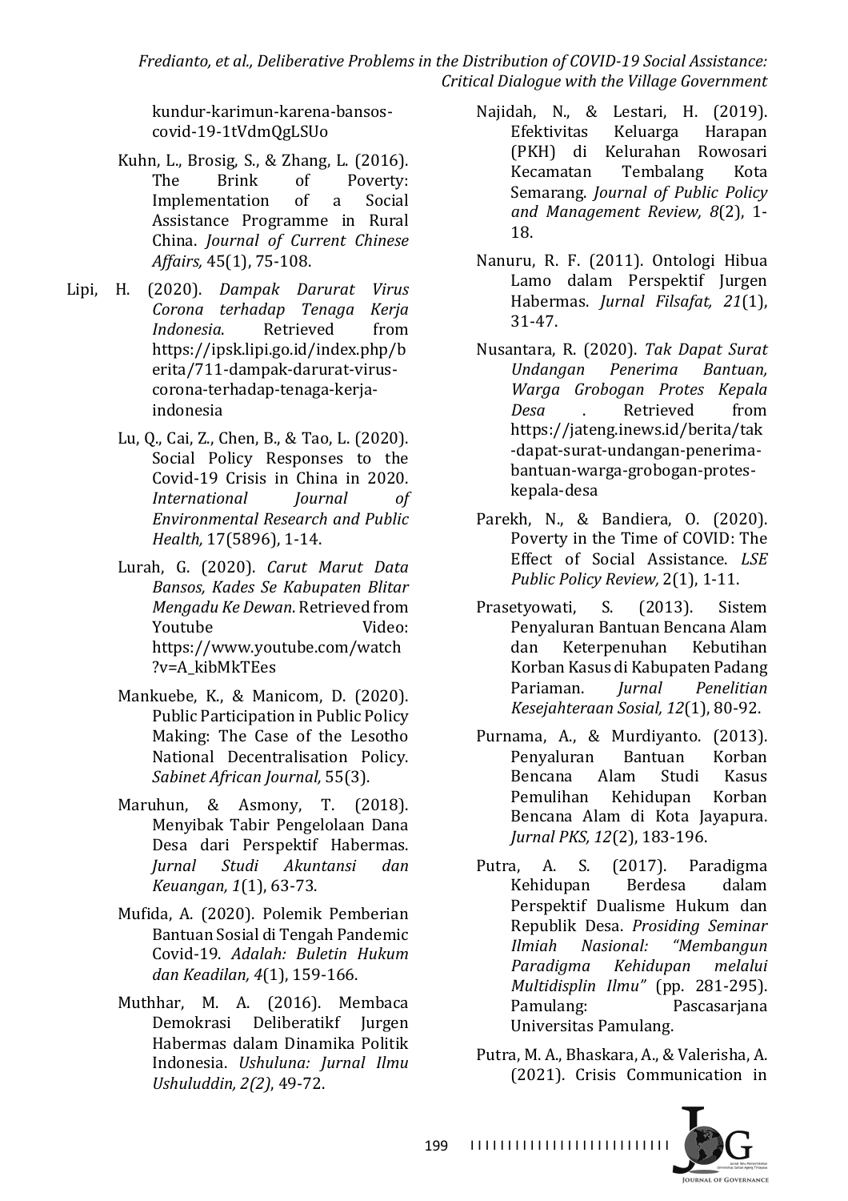kundur-karimun-karena-bansos-covid-19-1tVdmQgLSUo

Kuhn, L., Brosig, S., & Zhang, L. (2016). The Brink of Poverty: Implementation of a Social Assistance Programme in Rural China. *Journal of Current Chinese Affairs,* 45(1), 75-108.

Lipi, H. (2020). *Dampak Darurat Virus Corona terhadap Tenaga Kerja Indonesia*. Retrieved from https://ipsk.lipi.go.id/index.php/berita/711-dampak-darurat-virus-corona-terhadap-tenaga-kerja-indonesia

Lu, Q., Cai, Z., Chen, B., & Tao, L. (2020). Social Policy Responses to the Covid-19 Crisis in China in 2020. *International Journal of Environmental Research and Public Health,* 17(5896), 1-14.

Lurah, G. (2020). *Carut Marut Data Bansos, Kades Se Kabupaten Blitar Mengadu Ke Dewan*. Retrieved from Youtube Video: https://www.youtube.com/watch?v=A_kibMkTEes

Mankuebe, K., & Manicom, D. (2020). Public Participation in Public Policy Making: The Case of the Lesotho National Decentralisation Policy. *Sabinet African Journal,* 55(3).

Maruhun, & Asmony, T. (2018). Menyibak Tabir Pengelolaan Dana Desa dari Perspektif Habermas. *Jurnal Studi Akuntansi dan Keuangan, 1*(1), 63-73.

Mufida, A. (2020). Polemik Pemberian Bantuan Sosial di Tengah Pandemic Covid-19. *Adalah: Buletin Hukum dan Keadilan, 4*(1), 159-166.

Muthhar, M. A. (2016). Membaca Demokrasi Deliberatikf Jurgen Habermas dalam Dinamika Politik Indonesia. *Ushuluna: Jurnal Ilmu Ushuluddin, 2(2)*, 49-72.

Najidah, N., & Lestari, H. (2019). Efektivitas Keluarga Harapan (PKH) di Kelurahan Rowosari Kecamatan Tembalang Kota Semarang. *Journal of Public Policy and Management Review, 8*(2), 1-18.

Nanuru, R. F. (2011). Ontologi Hibua Lamo dalam Perspektif Jurgen Habermas. *Jurnal Filsafat, 21*(1), 31-47.

Nusantara, R. (2020). *Tak Dapat Surat Undangan Penerima Bantuan, Warga Grobogan Protes Kepala Desa* . Retrieved from https://jateng.inews.id/berita/tak-dapat-surat-undangan-penerima-bantuan-warga-grobogan-protes-kepala-desa

Parekh, N., & Bandiera, O. (2020). Poverty in the Time of COVID: The Effect of Social Assistance. *LSE Public Policy Review,* 2(1), 1-11.

Prasetyowati, S. (2013). Sistem Penyaluran Bantuan Bencana Alam dan Keterpenuhan Kebutihan Korban Kasus di Kabupaten Padang Pariaman. *Jurnal Penelitian Kesejahteraan Sosial, 12*(1), 80-92.

Purnama, A., & Murdiyanto. (2013). Penyaluran Bantuan Korban Bencana Alam Studi Kasus Pemulihan Kehidupan Korban Bencana Alam di Kota Jayapura. *Jurnal PKS, 12*(2), 183-196.

Putra, A. S. (2017). Paradigma Kehidupan Berdesa dalam Perspektif Dualisme Hukum dan Republik Desa. *Prosiding Seminar Ilmiah Nasional: "Membangun Paradigma Kehidupan melalui Multidisplin Ilmu"* (pp. 281-295). Pamulang: Pascasarjana Universitas Pamulang.

Putra, M. A., Bhaskara, A., & Valerisha, A. (2021). Crisis Communication in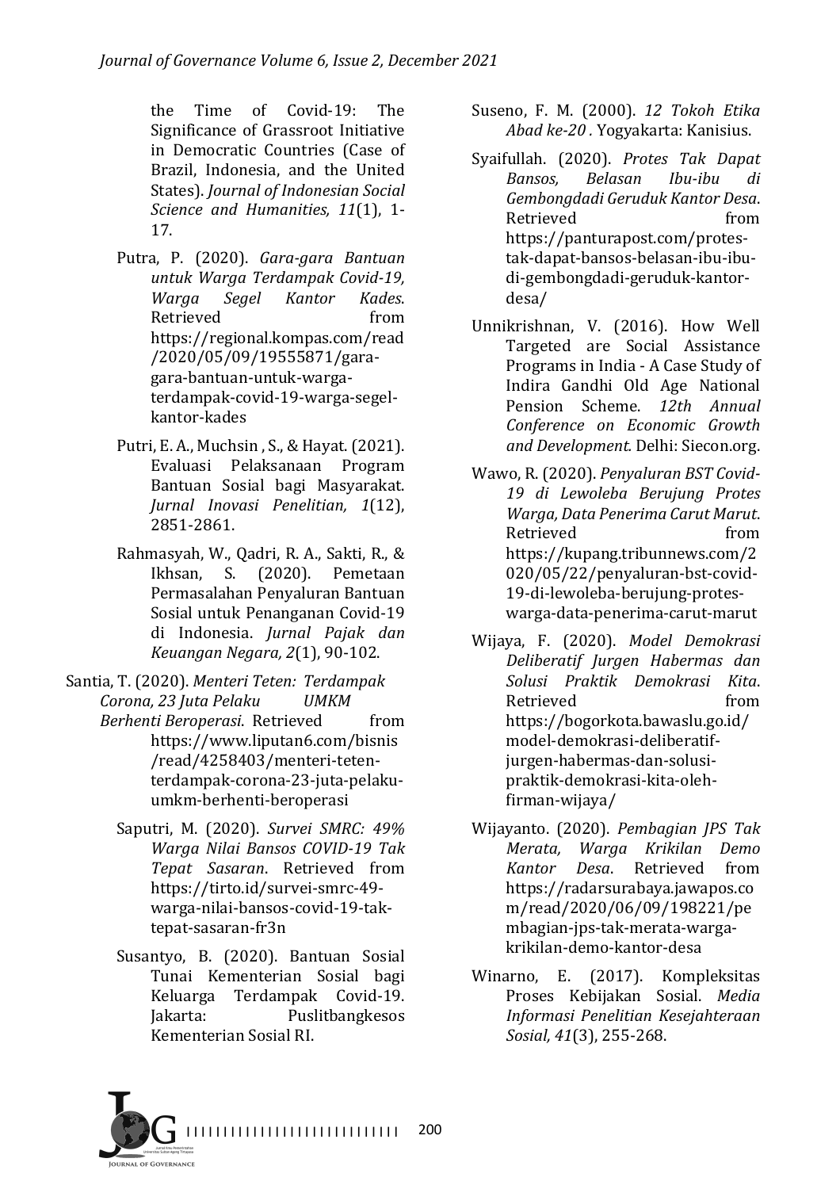the Time of Covid-19: The Significance of Grassroot Initiative in Democratic Countries (Case of Brazil, Indonesia, and the United States). *Journal of Indonesian Social Science and Humanities, 11*(1), 1-17.

Putra, P. (2020). *Gara-gara Bantuan untuk Warga Terdampak Covid-19, Warga Segel Kantor Kades*. Retrieved from https://regional.kompas.com/read/2020/05/09/19555871/gara-gara-bantuan-untuk-warga-terdampak-covid-19-warga-segel-kantor-kades

Putri, E. A., Muchsin , S., & Hayat. (2021). Evaluasi Pelaksanaan Program Bantuan Sosial bagi Masyarakat. *Jurnal Inovasi Penelitian, 1*(12), 2851-2861.

Rahmasyah, W., Qadri, R. A., Sakti, R., & Ikhsan, S. (2020). Pemetaan Permasalahan Penyaluran Bantuan Sosial untuk Penanganan Covid-19 di Indonesia. *Jurnal Pajak dan Keuangan Negara, 2*(1), 90-102.

Santia, T. (2020). *Menteri Teten: Terdampak Corona, 23 Juta Pelaku UMKM Berhenti Beroperasi*. Retrieved from https://www.liputan6.com/bisnis/read/4258403/menteri-teten-terdampak-corona-23-juta-pelaku-umkm-berhenti-beroperasi

Saputri, M. (2020). *Survei SMRC: 49% Warga Nilai Bansos COVID-19 Tak Tepat Sasaran*. Retrieved from https://tirto.id/survei-smrc-49-warga-nilai-bansos-covid-19-tak-tepat-sasaran-fr3n

Susantyo, B. (2020). Bantuan Sosial Tunai Kementerian Sosial bagi Keluarga Terdampak Covid-19. Jakarta: Puslitbangkesos Kementerian Sosial RI.

Suseno, F. M. (2000). *12 Tokoh Etika Abad ke-20 .* Yogyakarta: Kanisius.

Syaifullah. (2020). *Protes Tak Dapat Bansos, Belasan Ibu-ibu di Gembongdadi Geruduk Kantor Desa*. Retrieved from https://panturapost.com/protes-tak-dapat-bansos-belasan-ibu-ibu-di-gembongdadi-geruduk-kantor-desa/

Unnikrishnan, V. (2016). How Well Targeted are Social Assistance Programs in India - A Case Study of Indira Gandhi Old Age National Pension Scheme. *12th Annual Conference on Economic Growth and Development.* Delhi: Siecon.org.

Wawo, R. (2020). *Penyaluran BST Covid-19 di Lewoleba Berujung Protes Warga, Data Penerima Carut Marut*. Retrieved from https://kupang.tribunnews.com/2020/05/22/penyaluran-bst-covid-19-di-lewoleba-berujung-protes-warga-data-penerima-carut-marut

Wijaya, F. (2020). *Model Demokrasi Deliberatif Jurgen Habermas dan Solusi Praktik Demokrasi Kita*. Retrieved from https://bogorkota.bawaslu.go.id/model-demokrasi-deliberatif-jurgen-habermas-dan-solusi-praktik-demokrasi-kita-oleh-firman-wijaya/

Wijayanto. (2020). *Pembagian JPS Tak Merata, Warga Krikilan Demo Kantor Desa*. Retrieved from https://radarsurabaya.jawapos.com/read/2020/06/09/198221/pembagian-jps-tak-merata-warga-krikilan-demo-kantor-desa

Winarno, E. (2017). Kompleksitas Proses Kebijakan Sosial. *Media Informasi Penelitian Kesejahteraan Sosial, 41*(3), 255-268.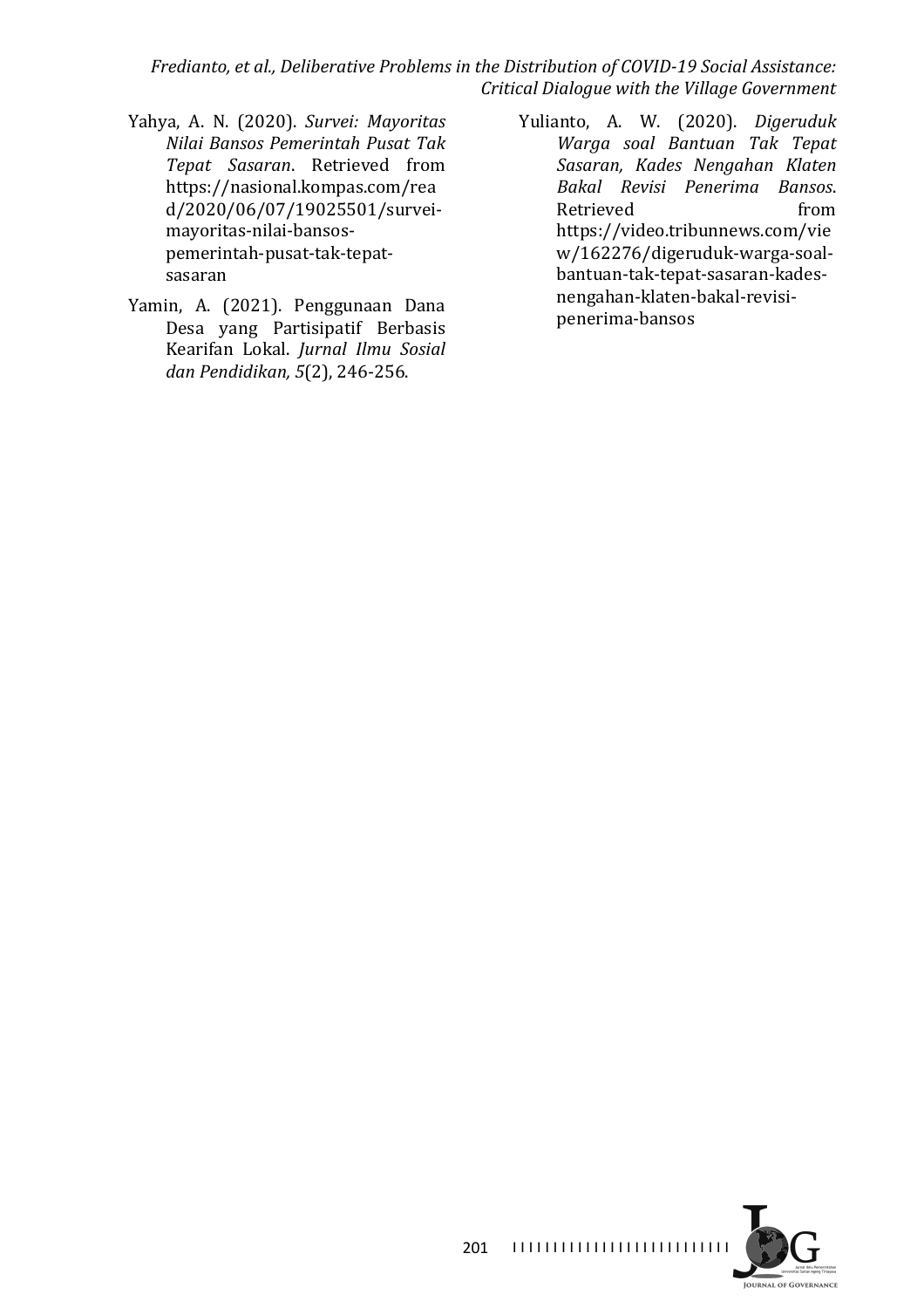Yahya, A. N. (2020). *Survei: Mayoritas Nilai Bansos Pemerintah Pusat Tak Tepat Sasaran*. Retrieved from https://nasional.kompas.com/read/2020/06/07/19025501/survei-mayoritas-nilai-bansos-pemerintah-pusat-tak-tepat-sasaran

Yamin, A. (2021). Penggunaan Dana Desa yang Partisipatif Berbasis Kearifan Lokal. *Jurnal Ilmu Sosial dan Pendidikan, 5*(2), 246-256.

Yulianto, A. W. (2020). *Digeruduk Warga soal Bantuan Tak Tepat Sasaran, Kades Nengahan Klaten Bakal Revisi Penerima Bansos*. Retrieved from https://video.tribunnews.com/view/162276/digeruduk-warga-soal-bantuan-tak-tepat-sasaran-kades-nengahan-klaten-bakal-revisi-penerima-bansos